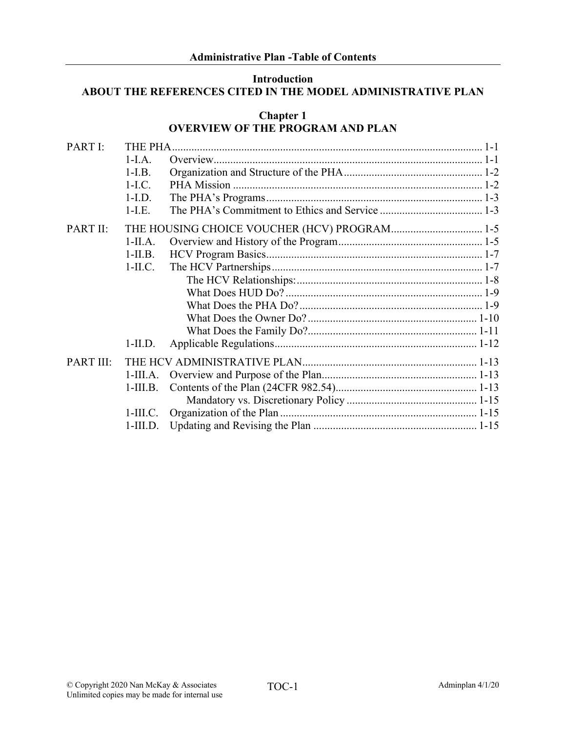## Administrative Plan -Table of Contents

### Introduction
### ABOUT THE REFERENCES CITED IN THE MODEL ADMINISTRATIVE PLAN

### Chapter 1
### OVERVIEW OF THE PROGRAM AND PLAN

| | | | |
|---|---|---|---|
| PART I: | THE PHA | | 1-1 |
| | 1-I.A. | Overview | 1-1 |
| | 1-I.B. | Organization and Structure of the PHA | 1-2 |
| | 1-I.C. | PHA Mission | 1-2 |
| | 1-I.D. | The PHA's Programs | 1-3 |
| | 1-I.E. | The PHA's Commitment to Ethics and Service | 1-3 |
| PART II: | THE HOUSING CHOICE VOUCHER (HCV) PROGRAM | | 1-5 |
| | 1-II.A. | Overview and History of the Program | 1-5 |
| | 1-II.B. | HCV Program Basics | 1-7 |
| | 1-II.C. | The HCV Partnerships | 1-7 |
| | | The HCV Relationships: | 1-8 |
| | | What Does HUD Do? | 1-9 |
| | | What Does the PHA Do? | 1-9 |
| | | What Does the Owner Do? | 1-10 |
| | | What Does the Family Do? | 1-11 |
| | 1-II.D. | Applicable Regulations | 1-12 |
| PART III: | THE HCV ADMINISTRATIVE PLAN | | 1-13 |
| | 1-III.A. | Overview and Purpose of the Plan | 1-13 |
| | 1-III.B. | Contents of the Plan (24CFR 982.54) | 1-13 |
| | | Mandatory vs. Discretionary Policy | 1-15 |
| | 1-III.C. | Organization of the Plan | 1-15 |
| | 1-III.D. | Updating and Revising the Plan | 1-15 |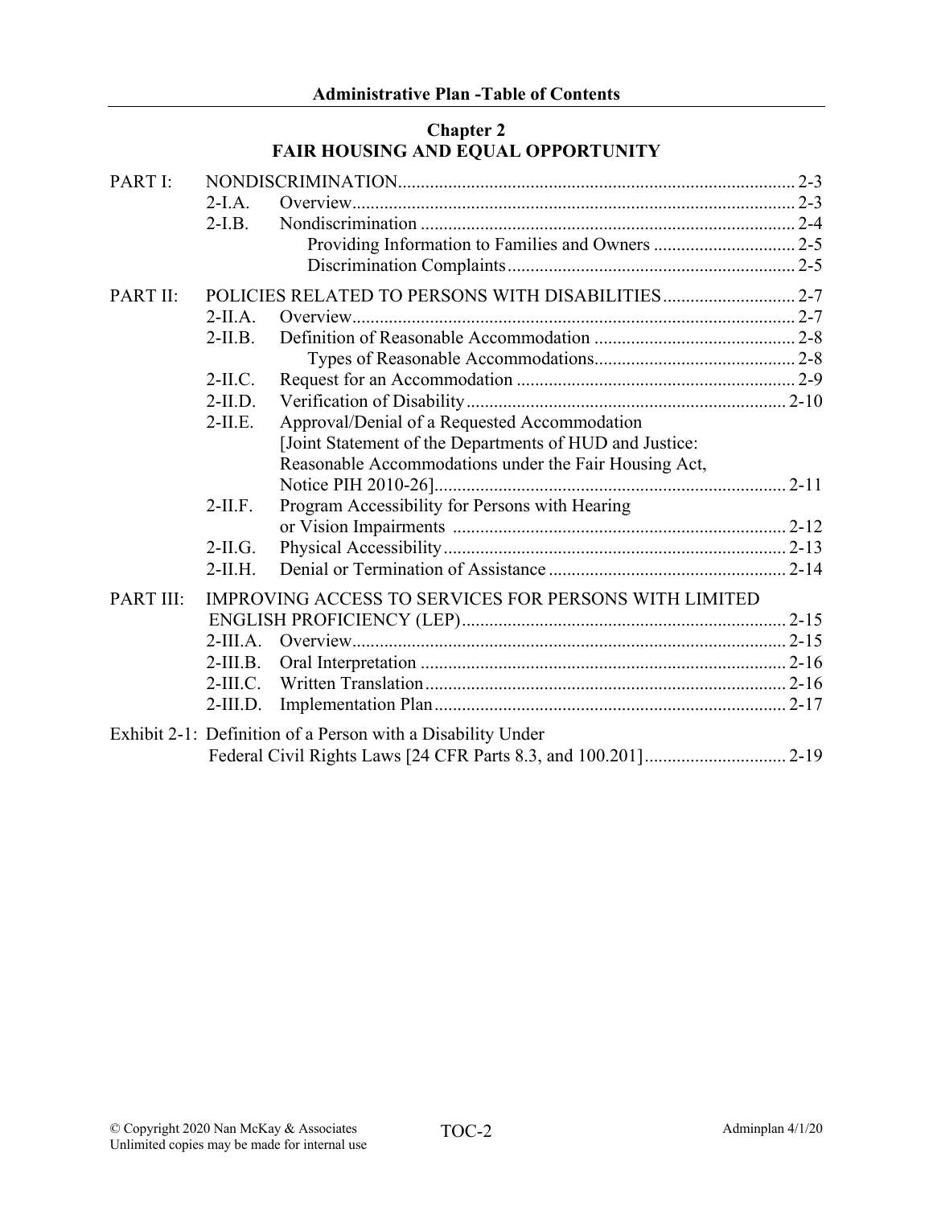## Chapter 2
## FAIR HOUSING AND EQUAL OPPORTUNITY

PART I: NONDISCRIMINATION ..... 2-3
- 2-I.A. Overview ..... 2-3
- 2-I.B. Nondiscrimination ..... 2-4
  - Providing Information to Families and Owners ..... 2-5
  - Discrimination Complaints ..... 2-5

PART II: POLICIES RELATED TO PERSONS WITH DISABILITIES ..... 2-7
- 2-II.A. Overview ..... 2-7
- 2-II.B. Definition of Reasonable Accommodation ..... 2-8
  - Types of Reasonable Accommodations ..... 2-8
- 2-II.C. Request for an Accommodation ..... 2-9
- 2-II.D. Verification of Disability ..... 2-10
- 2-II.E. Approval/Denial of a Requested Accommodation [Joint Statement of the Departments of HUD and Justice: Reasonable Accommodations under the Fair Housing Act, Notice PIH 2010-26] ..... 2-11
- 2-II.F. Program Accessibility for Persons with Hearing or Vision Impairments ..... 2-12
- 2-II.G. Physical Accessibility ..... 2-13
- 2-II.H. Denial or Termination of Assistance ..... 2-14

PART III: IMPROVING ACCESS TO SERVICES FOR PERSONS WITH LIMITED ENGLISH PROFICIENCY (LEP) ..... 2-15
- 2-III.A. Overview ..... 2-15
- 2-III.B. Oral Interpretation ..... 2-16
- 2-III.C. Written Translation ..... 2-16
- 2-III.D. Implementation Plan ..... 2-17

Exhibit 2-1: Definition of a Person with a Disability Under Federal Civil Rights Laws [24 CFR Parts 8.3, and 100.201] ..... 2-19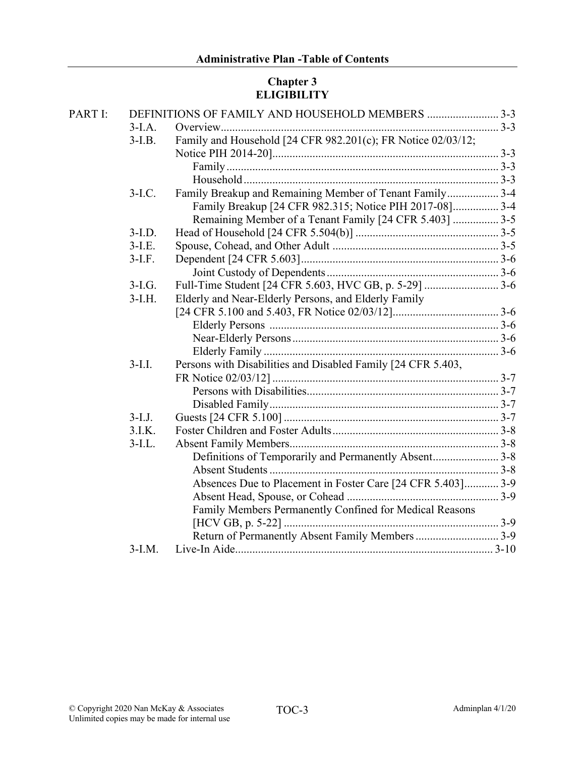## Chapter 3
## ELIGIBILITY

PART I: DEFINITIONS OF FAMILY AND HOUSEHOLD MEMBERS ......................... 3-3

- 3-I.A. Overview................................................................................................ 3-3
- 3-I.B. Family and Household [24 CFR 982.201(c); FR Notice 02/03/12; Notice PIH 2014-20]............................................................................... 3-3
  - Family .............................................................................................. 3-3
  - Household ......................................................................................... 3-3
- 3-I.C. Family Breakup and Remaining Member of Tenant Family.................. 3-4
  - Family Breakup [24 CFR 982.315; Notice PIH 2017-08]................ 3-4
  - Remaining Member of a Tenant Family [24 CFR 5.403] ................ 3-5
- 3-I.D. Head of Household [24 CFR 5.504(b)] ................................................. 3-5
- 3-I.E. Spouse, Cohead, and Other Adult ......................................................... 3-5
- 3-I.F. Dependent [24 CFR 5.603]..................................................................... 3-6
  - Joint Custody of Dependents ............................................................ 3-6
- 3-I.G. Full-Time Student [24 CFR 5.603, HVC GB, p. 5-29] .......................... 3-6
- 3-I.H. Elderly and Near-Elderly Persons, and Elderly Family [24 CFR 5.100 and 5.403, FR Notice 02/03/12]..................................... 3-6
  - Elderly Persons ................................................................................ 3-6
  - Near-Elderly Persons ........................................................................ 3-6
  - Elderly Family .................................................................................. 3-6
- 3-I.I. Persons with Disabilities and Disabled Family [24 CFR 5.403, FR Notice 02/03/12] .............................................................................. 3-7
  - Persons with Disabilities................................................................... 3-7
  - Disabled Family................................................................................ 3-7
- 3-I.J. Guests [24 CFR 5.100] .......................................................................... 3-7
- 3.I.K. Foster Children and Foster Adults.......................................................... 3-8
- 3-I.L. Absent Family Members......................................................................... 3-8
  - Definitions of Temporarily and Permanently Absent....................... 3-8
  - Absent Students ................................................................................ 3-8
  - Absences Due to Placement in Foster Care [24 CFR 5.403]............ 3-9
  - Absent Head, Spouse, or Cohead ..................................................... 3-9
  - Family Members Permanently Confined for Medical Reasons [HCV GB, p. 5-22] ........................................................................... 3-9
  - Return of Permanently Absent Family Members ............................. 3-9
- 3-I.M. Live-In Aide......................................................................................... 3-10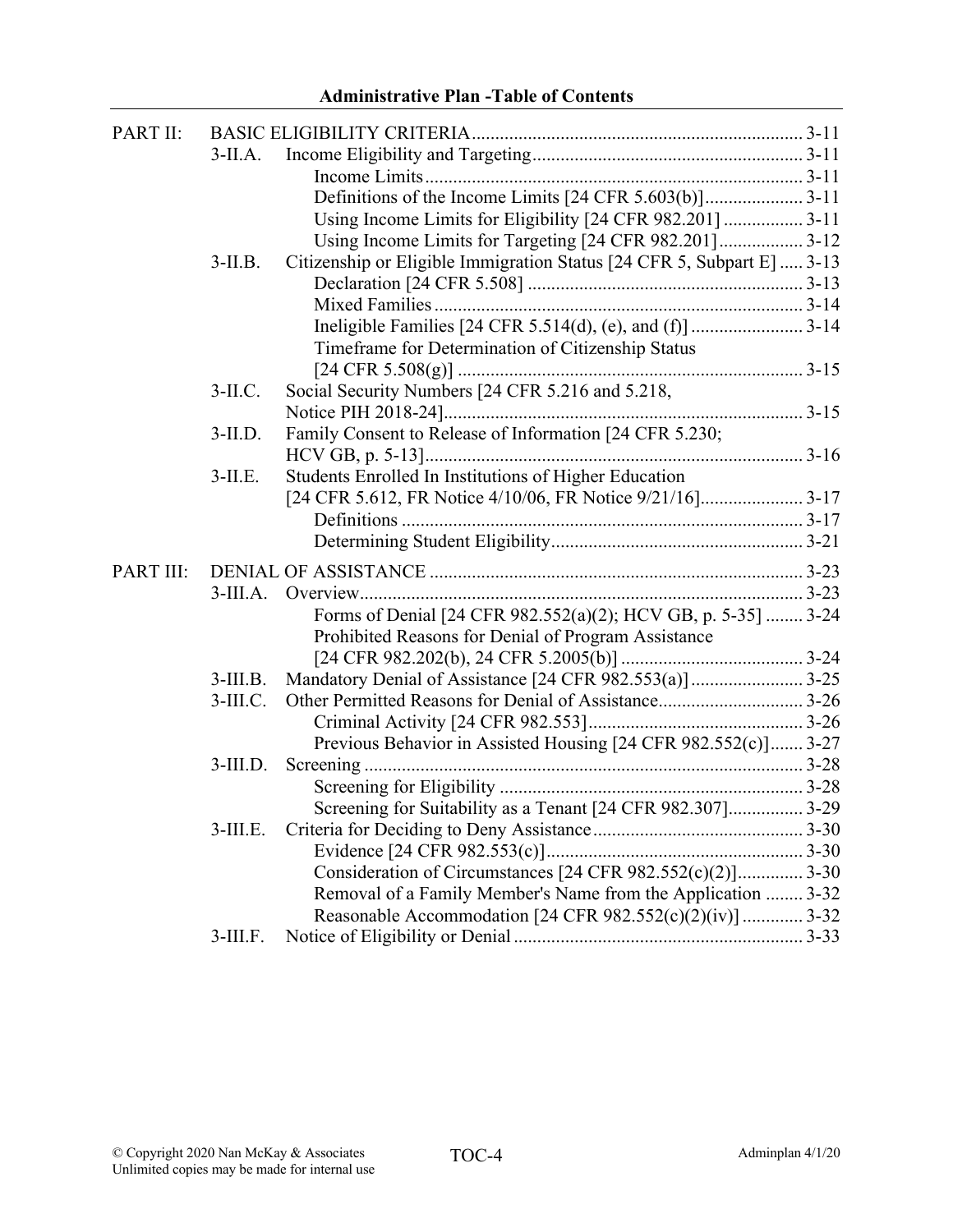**Administrative Plan -Table of Contents**

| | | | |
|---|---|---|---|
| PART II: | BASIC ELIGIBILITY CRITERIA | | 3-11 |
| | 3-II.A. | Income Eligibility and Targeting | 3-11 |
| | | Income Limits | 3-11 |
| | | Definitions of the Income Limits [24 CFR 5.603(b)] | 3-11 |
| | | Using Income Limits for Eligibility [24 CFR 982.201] | 3-11 |
| | | Using Income Limits for Targeting [24 CFR 982.201] | 3-12 |
| | 3-II.B. | Citizenship or Eligible Immigration Status [24 CFR 5, Subpart E] | 3-13 |
| | | Declaration [24 CFR 5.508] | 3-13 |
| | | Mixed Families | 3-14 |
| | | Ineligible Families [24 CFR 5.514(d), (e), and (f)] | 3-14 |
| | | Timeframe for Determination of Citizenship Status [24 CFR 5.508(g)] | 3-15 |
| | 3-II.C. | Social Security Numbers [24 CFR 5.216 and 5.218, Notice PIH 2018-24] | 3-15 |
| | 3-II.D. | Family Consent to Release of Information [24 CFR 5.230; HCV GB, p. 5-13] | 3-16 |
| | 3-II.E. | Students Enrolled In Institutions of Higher Education [24 CFR 5.612, FR Notice 4/10/06, FR Notice 9/21/16] | 3-17 |
| | | Definitions | 3-17 |
| | | Determining Student Eligibility | 3-21 |
| PART III: | DENIAL OF ASSISTANCE | | 3-23 |
| | 3-III.A. | Overview | 3-23 |
| | | Forms of Denial [24 CFR 982.552(a)(2); HCV GB, p. 5-35] | 3-24 |
| | | Prohibited Reasons for Denial of Program Assistance [24 CFR 982.202(b), 24 CFR 5.2005(b)] | 3-24 |
| | 3-III.B. | Mandatory Denial of Assistance [24 CFR 982.553(a)] | 3-25 |
| | 3-III.C. | Other Permitted Reasons for Denial of Assistance | 3-26 |
| | | Criminal Activity [24 CFR 982.553] | 3-26 |
| | | Previous Behavior in Assisted Housing [24 CFR 982.552(c)] | 3-27 |
| | 3-III.D. | Screening | 3-28 |
| | | Screening for Eligibility | 3-28 |
| | | Screening for Suitability as a Tenant [24 CFR 982.307] | 3-29 |
| | 3-III.E. | Criteria for Deciding to Deny Assistance | 3-30 |
| | | Evidence [24 CFR 982.553(c)] | 3-30 |
| | | Consideration of Circumstances [24 CFR 982.552(c)(2)] | 3-30 |
| | | Removal of a Family Member's Name from the Application | 3-32 |
| | | Reasonable Accommodation [24 CFR 982.552(c)(2)(iv)] | 3-32 |
| | 3-III.F. | Notice of Eligibility or Denial | 3-33 |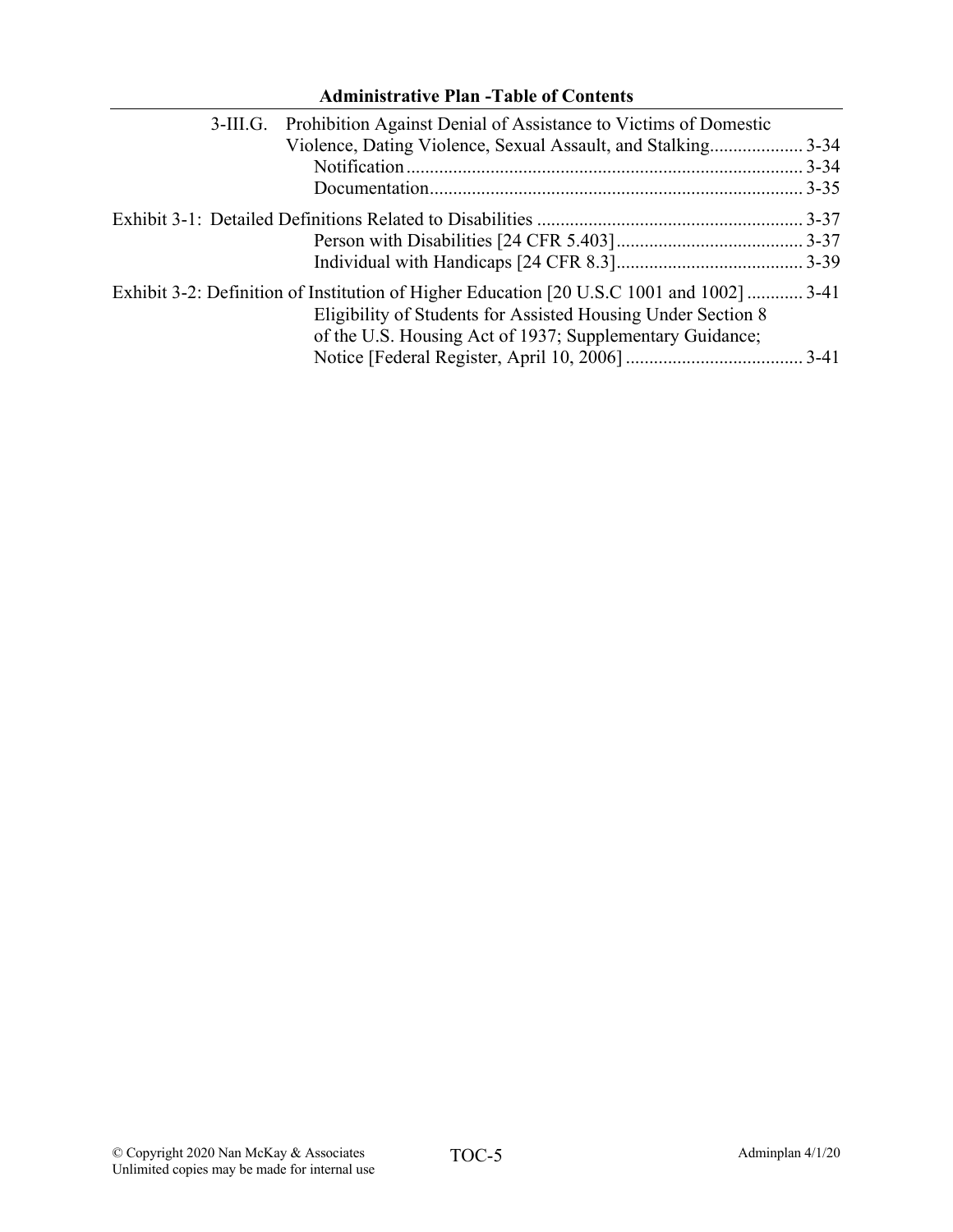3-III.G. Prohibition Against Denial of Assistance to Victims of Domestic Violence, Dating Violence, Sexual Assault, and Stalking.................... 3-34

Notification.................................................................................... 3-34

Documentation................................................................................ 3-35

Exhibit 3-1: Detailed Definitions Related to Disabilities ......................................................... 3-37

Person with Disabilities [24 CFR 5.403]........................................ 3-37

Individual with Handicaps [24 CFR 8.3]........................................ 3-39

Exhibit 3-2: Definition of Institution of Higher Education [20 U.S.C 1001 and 1002] ............ 3-41

Eligibility of Students for Assisted Housing Under Section 8 of the U.S. Housing Act of 1937; Supplementary Guidance; Notice [Federal Register, April 10, 2006] ...................................... 3-41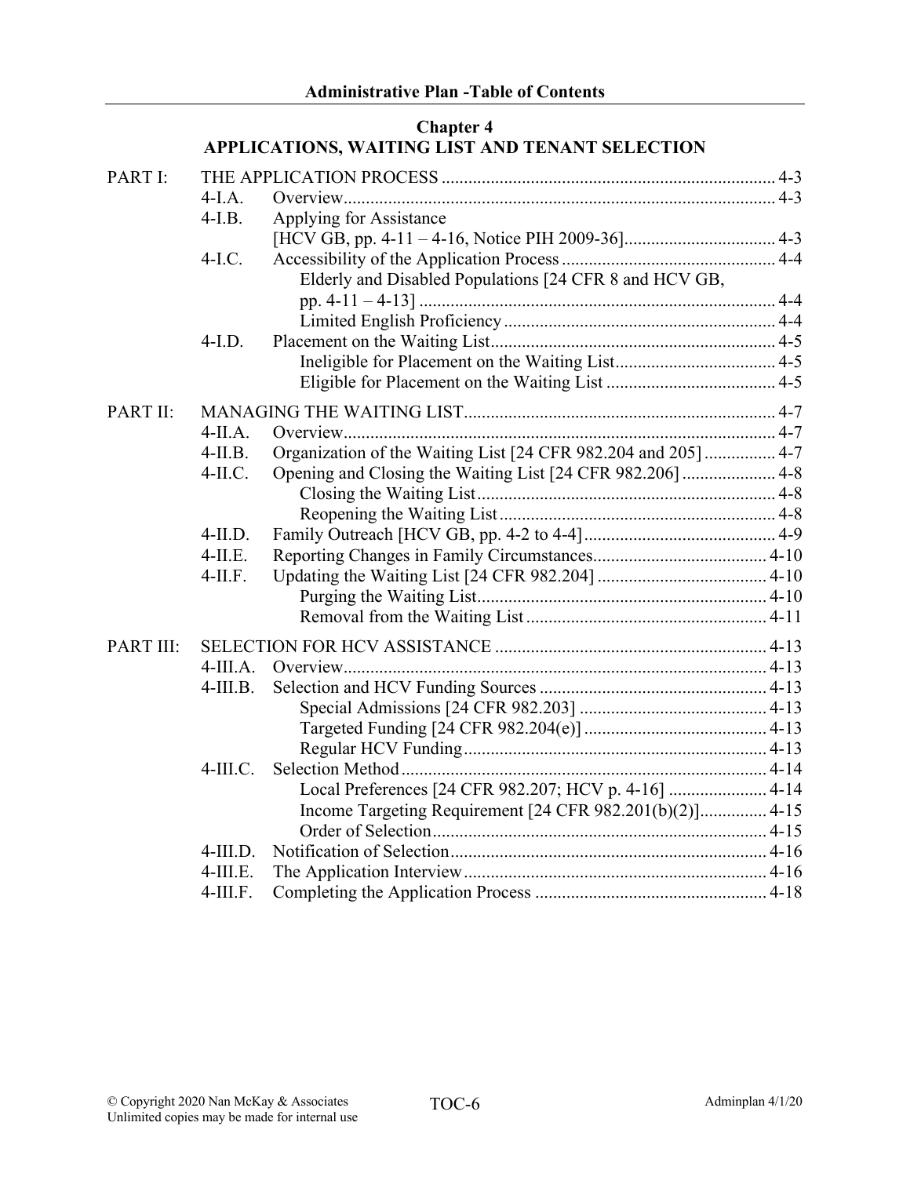## Chapter 4
## APPLICATIONS, WAITING LIST AND TENANT SELECTION

| | | | |
|---|---|---|---|
| PART I: | THE APPLICATION PROCESS | | 4-3 |
| | 4-I.A. | Overview | 4-3 |
| | 4-I.B. | Applying for Assistance [HCV GB, pp. 4-11 – 4-16, Notice PIH 2009-36] | 4-3 |
| | 4-I.C. | Accessibility of the Application Process | 4-4 |
| | | Elderly and Disabled Populations [24 CFR 8 and HCV GB, pp. 4-11 – 4-13] | 4-4 |
| | | Limited English Proficiency | 4-4 |
| | 4-I.D. | Placement on the Waiting List | 4-5 |
| | | Ineligible for Placement on the Waiting List | 4-5 |
| | | Eligible for Placement on the Waiting List | 4-5 |
| PART II: | MANAGING THE WAITING LIST | | 4-7 |
| | 4-II.A. | Overview | 4-7 |
| | 4-II.B. | Organization of the Waiting List [24 CFR 982.204 and 205] | 4-7 |
| | 4-II.C. | Opening and Closing the Waiting List [24 CFR 982.206] | 4-8 |
| | | Closing the Waiting List | 4-8 |
| | | Reopening the Waiting List | 4-8 |
| | 4-II.D. | Family Outreach [HCV GB, pp. 4-2 to 4-4] | 4-9 |
| | 4-II.E. | Reporting Changes in Family Circumstances | 4-10 |
| | 4-II.F. | Updating the Waiting List [24 CFR 982.204] | 4-10 |
| | | Purging the Waiting List | 4-10 |
| | | Removal from the Waiting List | 4-11 |
| PART III: | SELECTION FOR HCV ASSISTANCE | | 4-13 |
| | 4-III.A. | Overview | 4-13 |
| | 4-III.B. | Selection and HCV Funding Sources | 4-13 |
| | | Special Admissions [24 CFR 982.203] | 4-13 |
| | | Targeted Funding [24 CFR 982.204(e)] | 4-13 |
| | | Regular HCV Funding | 4-13 |
| | 4-III.C. | Selection Method | 4-14 |
| | | Local Preferences [24 CFR 982.207; HCV p. 4-16] | 4-14 |
| | | Income Targeting Requirement [24 CFR 982.201(b)(2)] | 4-15 |
| | | Order of Selection | 4-15 |
| | 4-III.D. | Notification of Selection | 4-16 |
| | 4-III.E. | The Application Interview | 4-16 |
| | 4-III.F. | Completing the Application Process | 4-18 |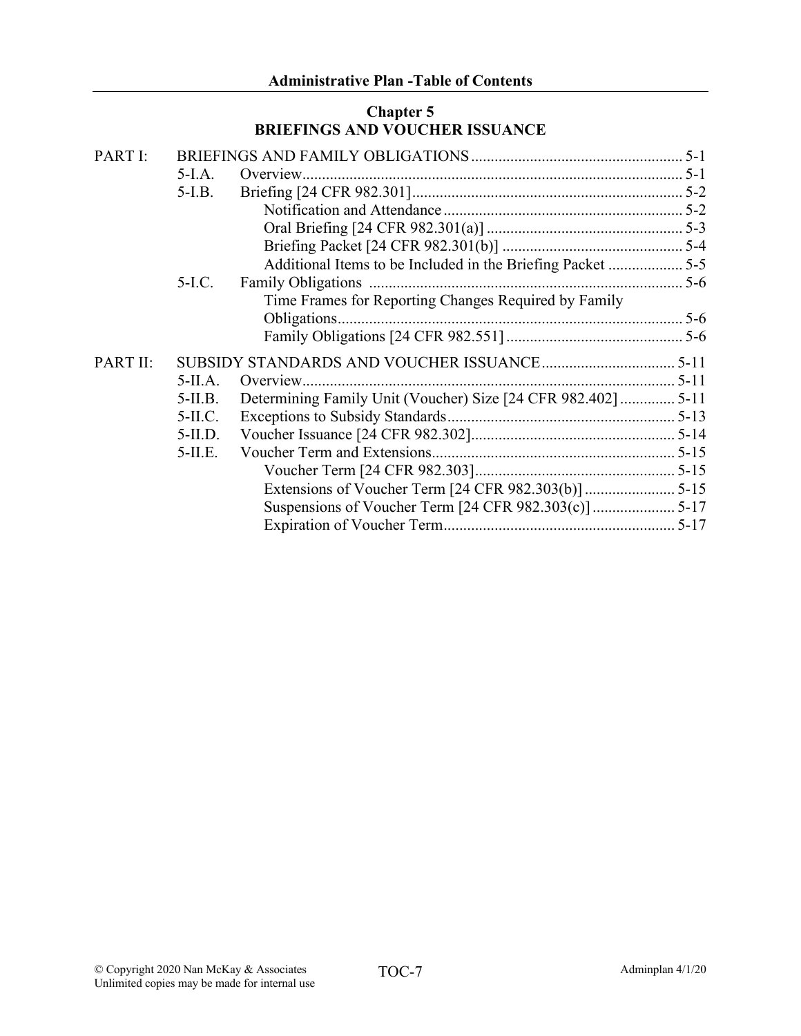## Chapter 5
## BRIEFINGS AND VOUCHER ISSUANCE

PART I: BRIEFINGS AND FAMILY OBLIGATIONS ..................... 5-1

- 5-I.A. Overview ..................... 5-1
- 5-I.B. Briefing [24 CFR 982.301] ..................... 5-2
  - Notification and Attendance ..................... 5-2
  - Oral Briefing [24 CFR 982.301(a)] ..................... 5-3
  - Briefing Packet [24 CFR 982.301(b)] ..................... 5-4
  - Additional Items to be Included in the Briefing Packet ..................... 5-5
- 5-I.C. Family Obligations ..................... 5-6
  - Time Frames for Reporting Changes Required by Family Obligations ..................... 5-6
  - Family Obligations [24 CFR 982.551] ..................... 5-6

PART II: SUBSIDY STANDARDS AND VOUCHER ISSUANCE ..................... 5-11

- 5-II.A. Overview ..................... 5-11
- 5-II.B. Determining Family Unit (Voucher) Size [24 CFR 982.402] ..................... 5-11
- 5-II.C. Exceptions to Subsidy Standards ..................... 5-13
- 5-II.D. Voucher Issuance [24 CFR 982.302] ..................... 5-14
- 5-II.E. Voucher Term and Extensions ..................... 5-15
  - Voucher Term [24 CFR 982.303] ..................... 5-15
  - Extensions of Voucher Term [24 CFR 982.303(b)] ..................... 5-15
  - Suspensions of Voucher Term [24 CFR 982.303(c)] ..................... 5-17
  - Expiration of Voucher Term ..................... 5-17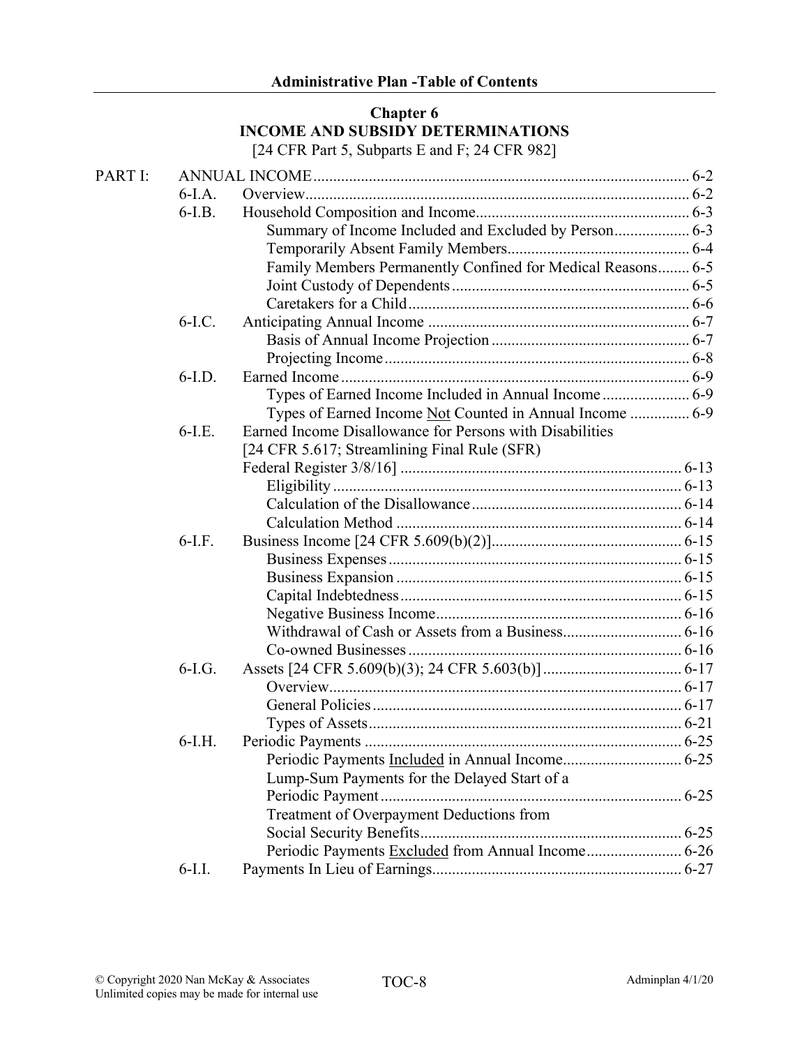## Chapter 6
## INCOME AND SUBSIDY DETERMINATIONS

[24 CFR Part 5, Subparts E and F; 24 CFR 982]

| | | | |
|---|---|---|---|
| PART I: | ANNUAL INCOME | | 6-2 |
| | 6-I.A. | Overview | 6-2 |
| | 6-I.B. | Household Composition and Income | 6-3 |
| | | Summary of Income Included and Excluded by Person | 6-3 |
| | | Temporarily Absent Family Members | 6-4 |
| | | Family Members Permanently Confined for Medical Reasons | 6-5 |
| | | Joint Custody of Dependents | 6-5 |
| | | Caretakers for a Child | 6-6 |
| | 6-I.C. | Anticipating Annual Income | 6-7 |
| | | Basis of Annual Income Projection | 6-7 |
| | | Projecting Income | 6-8 |
| | 6-I.D. | Earned Income | 6-9 |
| | | Types of Earned Income Included in Annual Income | 6-9 |
| | | Types of Earned Income <u>Not</u> Counted in Annual Income | 6-9 |
| | 6-I.E. | Earned Income Disallowance for Persons with Disabilities [24 CFR 5.617; Streamlining Final Rule (SFR) Federal Register 3/8/16] | 6-13 |
| | | Eligibility | 6-13 |
| | | Calculation of the Disallowance | 6-14 |
| | | Calculation Method | 6-14 |
| | 6-I.F. | Business Income [24 CFR 5.609(b)(2)] | 6-15 |
| | | Business Expenses | 6-15 |
| | | Business Expansion | 6-15 |
| | | Capital Indebtedness | 6-15 |
| | | Negative Business Income | 6-16 |
| | | Withdrawal of Cash or Assets from a Business | 6-16 |
| | | Co-owned Businesses | 6-16 |
| | 6-I.G. | Assets [24 CFR 5.609(b)(3); 24 CFR 5.603(b)] | 6-17 |
| | | Overview | 6-17 |
| | | General Policies | 6-17 |
| | | Types of Assets | 6-21 |
| | 6-I.H. | Periodic Payments | 6-25 |
| | | Periodic Payments <u>Included</u> in Annual Income | 6-25 |
| | | Lump-Sum Payments for the Delayed Start of a Periodic Payment | 6-25 |
| | | Treatment of Overpayment Deductions from Social Security Benefits | 6-25 |
| | | Periodic Payments <u>Excluded</u> from Annual Income | 6-26 |
| | 6-I.I. | Payments In Lieu of Earnings | 6-27 |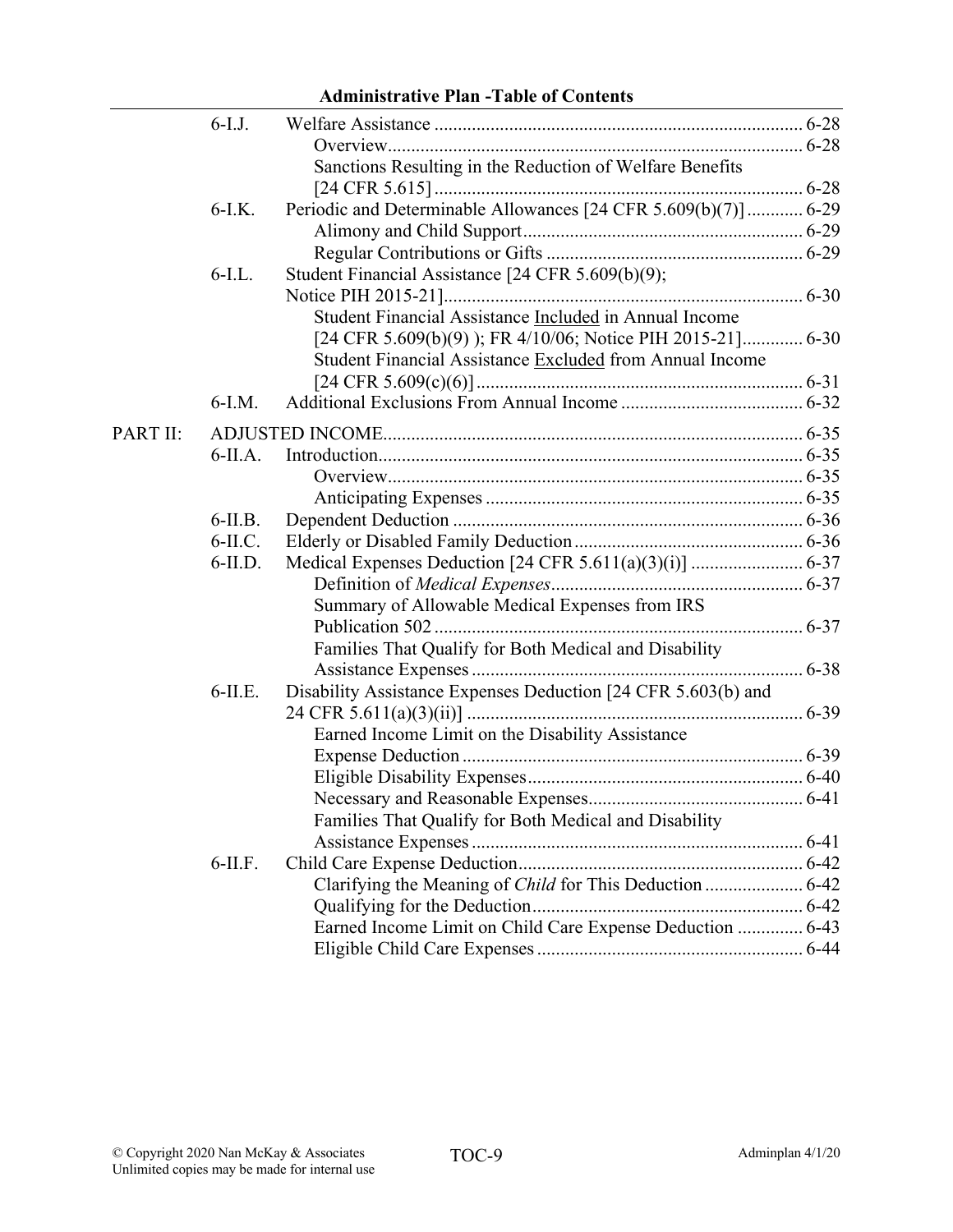| | | | |
|---|---|---|---|
| | 6-I.J. | Welfare Assistance | 6-28 |
| | | Overview | 6-28 |
| | | Sanctions Resulting in the Reduction of Welfare Benefits [24 CFR 5.615] | 6-28 |
| | 6-I.K. | Periodic and Determinable Allowances [24 CFR 5.609(b)(7)] | 6-29 |
| | | Alimony and Child Support | 6-29 |
| | | Regular Contributions or Gifts | 6-29 |
| | 6-I.L. | Student Financial Assistance [24 CFR 5.609(b)(9); Notice PIH 2015-21] | 6-30 |
| | | Student Financial Assistance Included in Annual Income [24 CFR 5.609(b)(9) ); FR 4/10/06; Notice PIH 2015-21] | 6-30 |
| | | Student Financial Assistance Excluded from Annual Income [24 CFR 5.609(c)(6)] | 6-31 |
| | 6-I.M. | Additional Exclusions From Annual Income | 6-32 |
| PART II: | | ADJUSTED INCOME | 6-35 |
| | 6-II.A. | Introduction | 6-35 |
| | | Overview | 6-35 |
| | | Anticipating Expenses | 6-35 |
| | 6-II.B. | Dependent Deduction | 6-36 |
| | 6-II.C. | Elderly or Disabled Family Deduction | 6-36 |
| | 6-II.D. | Medical Expenses Deduction [24 CFR 5.611(a)(3)(i)] | 6-37 |
| | | Definition of *Medical Expenses* | 6-37 |
| | | Summary of Allowable Medical Expenses from IRS Publication 502 | 6-37 |
| | | Families That Qualify for Both Medical and Disability Assistance Expenses | 6-38 |
| | 6-II.E. | Disability Assistance Expenses Deduction [24 CFR 5.603(b) and 24 CFR 5.611(a)(3)(ii)] | 6-39 |
| | | Earned Income Limit on the Disability Assistance Expense Deduction | 6-39 |
| | | Eligible Disability Expenses | 6-40 |
| | | Necessary and Reasonable Expenses | 6-41 |
| | | Families That Qualify for Both Medical and Disability Assistance Expenses | 6-41 |
| | 6-II.F. | Child Care Expense Deduction | 6-42 |
| | | Clarifying the Meaning of *Child* for This Deduction | 6-42 |
| | | Qualifying for the Deduction | 6-42 |
| | | Earned Income Limit on Child Care Expense Deduction | 6-43 |
| | | Eligible Child Care Expenses | 6-44 |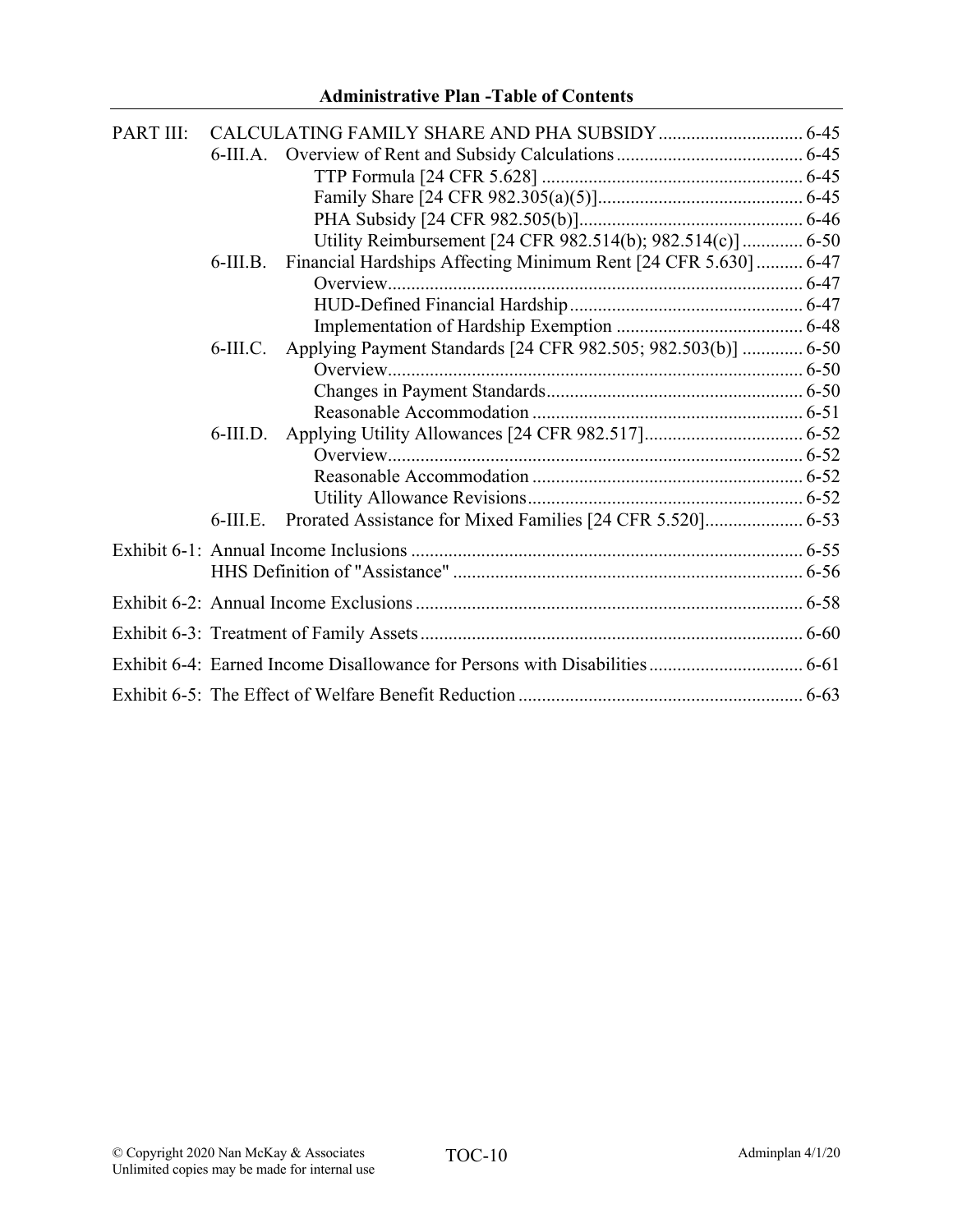| | | | |
|---|---|---|---|
| PART III: | CALCULATING FAMILY SHARE AND PHA SUBSIDY | | 6-45 |
| | 6-III.A. | Overview of Rent and Subsidy Calculations | 6-45 |
| | | TTP Formula [24 CFR 5.628] | 6-45 |
| | | Family Share [24 CFR 982.305(a)(5)] | 6-45 |
| | | PHA Subsidy [24 CFR 982.505(b)] | 6-46 |
| | | Utility Reimbursement [24 CFR 982.514(b); 982.514(c)] | 6-50 |
| | 6-III.B. | Financial Hardships Affecting Minimum Rent [24 CFR 5.630] | 6-47 |
| | | Overview | 6-47 |
| | | HUD-Defined Financial Hardship | 6-47 |
| | | Implementation of Hardship Exemption | 6-48 |
| | 6-III.C. | Applying Payment Standards [24 CFR 982.505; 982.503(b)] | 6-50 |
| | | Overview | 6-50 |
| | | Changes in Payment Standards | 6-50 |
| | | Reasonable Accommodation | 6-51 |
| | 6-III.D. | Applying Utility Allowances [24 CFR 982.517] | 6-52 |
| | | Overview | 6-52 |
| | | Reasonable Accommodation | 6-52 |
| | | Utility Allowance Revisions | 6-52 |
| | 6-III.E. | Prorated Assistance for Mixed Families [24 CFR 5.520] | 6-53 |
| Exhibit 6-1: | Annual Income Inclusions | | 6-55 |
| | HHS Definition of "Assistance" | | 6-56 |
| Exhibit 6-2: | Annual Income Exclusions | | 6-58 |
| Exhibit 6-3: | Treatment of Family Assets | | 6-60 |
| Exhibit 6-4: | Earned Income Disallowance for Persons with Disabilities | | 6-61 |
| Exhibit 6-5: | The Effect of Welfare Benefit Reduction | | 6-63 |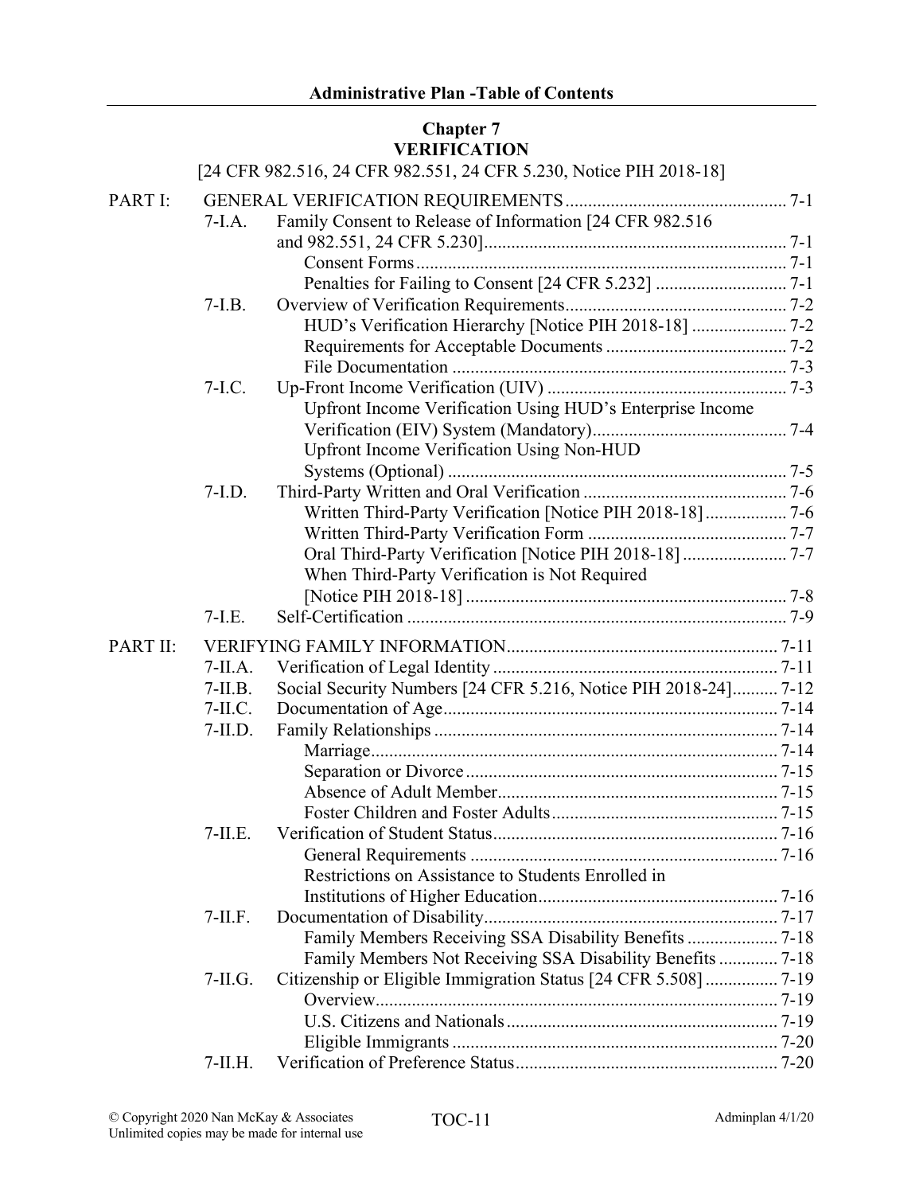## Chapter 7
## VERIFICATION

[24 CFR 982.516, 24 CFR 982.551, 24 CFR 5.230, Notice PIH 2018-18]

| | | | |
|---|---|---|---|
| PART I: | GENERAL VERIFICATION REQUIREMENTS | | 7-1 |
| | 7-I.A. | Family Consent to Release of Information [24 CFR 982.516 and 982.551, 24 CFR 5.230] | 7-1 |
| | | Consent Forms | 7-1 |
| | | Penalties for Failing to Consent [24 CFR 5.232] | 7-1 |
| | 7-I.B. | Overview of Verification Requirements | 7-2 |
| | | HUD's Verification Hierarchy [Notice PIH 2018-18] | 7-2 |
| | | Requirements for Acceptable Documents | 7-2 |
| | | File Documentation | 7-3 |
| | 7-I.C. | Up-Front Income Verification (UIV) | 7-3 |
| | | Upfront Income Verification Using HUD's Enterprise Income Verification (EIV) System (Mandatory) | 7-4 |
| | | Upfront Income Verification Using Non-HUD Systems (Optional) | 7-5 |
| | 7-I.D. | Third-Party Written and Oral Verification | 7-6 |
| | | Written Third-Party Verification [Notice PIH 2018-18] | 7-6 |
| | | Written Third-Party Verification Form | 7-7 |
| | | Oral Third-Party Verification [Notice PIH 2018-18] | 7-7 |
| | | When Third-Party Verification is Not Required [Notice PIH 2018-18] | 7-8 |
| | 7-I.E. | Self-Certification | 7-9 |
| PART II: | VERIFYING FAMILY INFORMATION | | 7-11 |
| | 7-II.A. | Verification of Legal Identity | 7-11 |
| | 7-II.B. | Social Security Numbers [24 CFR 5.216, Notice PIH 2018-24] | 7-12 |
| | 7-II.C. | Documentation of Age | 7-14 |
| | 7-II.D. | Family Relationships | 7-14 |
| | | Marriage | 7-14 |
| | | Separation or Divorce | 7-15 |
| | | Absence of Adult Member | 7-15 |
| | | Foster Children and Foster Adults | 7-15 |
| | 7-II.E. | Verification of Student Status | 7-16 |
| | | General Requirements | 7-16 |
| | | Restrictions on Assistance to Students Enrolled in Institutions of Higher Education | 7-16 |
| | 7-II.F. | Documentation of Disability | 7-17 |
| | | Family Members Receiving SSA Disability Benefits | 7-18 |
| | | Family Members Not Receiving SSA Disability Benefits | 7-18 |
| | 7-II.G. | Citizenship or Eligible Immigration Status [24 CFR 5.508] | 7-19 |
| | | Overview | 7-19 |
| | | U.S. Citizens and Nationals | 7-19 |
| | | Eligible Immigrants | 7-20 |
| | 7-II.H. | Verification of Preference Status | 7-20 |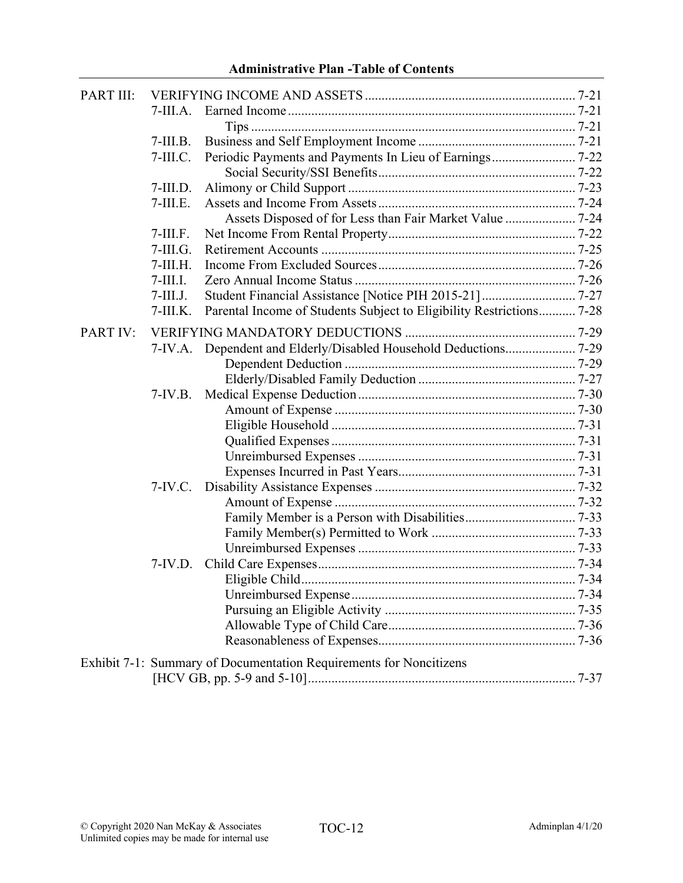**Administrative Plan -Table of Contents**

| | | | |
|---|---|---|---|
| PART III: | VERIFYING INCOME AND ASSETS | | 7-21 |
| | 7-III.A. | Earned Income | 7-21 |
| | | Tips | 7-21 |
| | 7-III.B. | Business and Self Employment Income | 7-21 |
| | 7-III.C. | Periodic Payments and Payments In Lieu of Earnings | 7-22 |
| | | Social Security/SSI Benefits | 7-22 |
| | 7-III.D. | Alimony or Child Support | 7-23 |
| | 7-III.E. | Assets and Income From Assets | 7-24 |
| | | Assets Disposed of for Less than Fair Market Value | 7-24 |
| | 7-III.F. | Net Income From Rental Property | 7-22 |
| | 7-III.G. | Retirement Accounts | 7-25 |
| | 7-III.H. | Income From Excluded Sources | 7-26 |
| | 7-III.I. | Zero Annual Income Status | 7-26 |
| | 7-III.J. | Student Financial Assistance [Notice PIH 2015-21] | 7-27 |
| | 7-III.K. | Parental Income of Students Subject to Eligibility Restrictions | 7-28 |
| PART IV: | VERIFYING MANDATORY DEDUCTIONS | | 7-29 |
| | 7-IV.A. | Dependent and Elderly/Disabled Household Deductions | 7-29 |
| | | Dependent Deduction | 7-29 |
| | | Elderly/Disabled Family Deduction | 7-27 |
| | 7-IV.B. | Medical Expense Deduction | 7-30 |
| | | Amount of Expense | 7-30 |
| | | Eligible Household | 7-31 |
| | | Qualified Expenses | 7-31 |
| | | Unreimbursed Expenses | 7-31 |
| | | Expenses Incurred in Past Years | 7-31 |
| | 7-IV.C. | Disability Assistance Expenses | 7-32 |
| | | Amount of Expense | 7-32 |
| | | Family Member is a Person with Disabilities | 7-33 |
| | | Family Member(s) Permitted to Work | 7-33 |
| | | Unreimbursed Expenses | 7-33 |
| | 7-IV.D. | Child Care Expenses | 7-34 |
| | | Eligible Child | 7-34 |
| | | Unreimbursed Expense | 7-34 |
| | | Pursuing an Eligible Activity | 7-35 |
| | | Allowable Type of Child Care | 7-36 |
| | | Reasonableness of Expenses | 7-36 |

Exhibit 7-1: Summary of Documentation Requirements for Noncitizens [HCV GB, pp. 5-9 and 5-10] ............ 7-37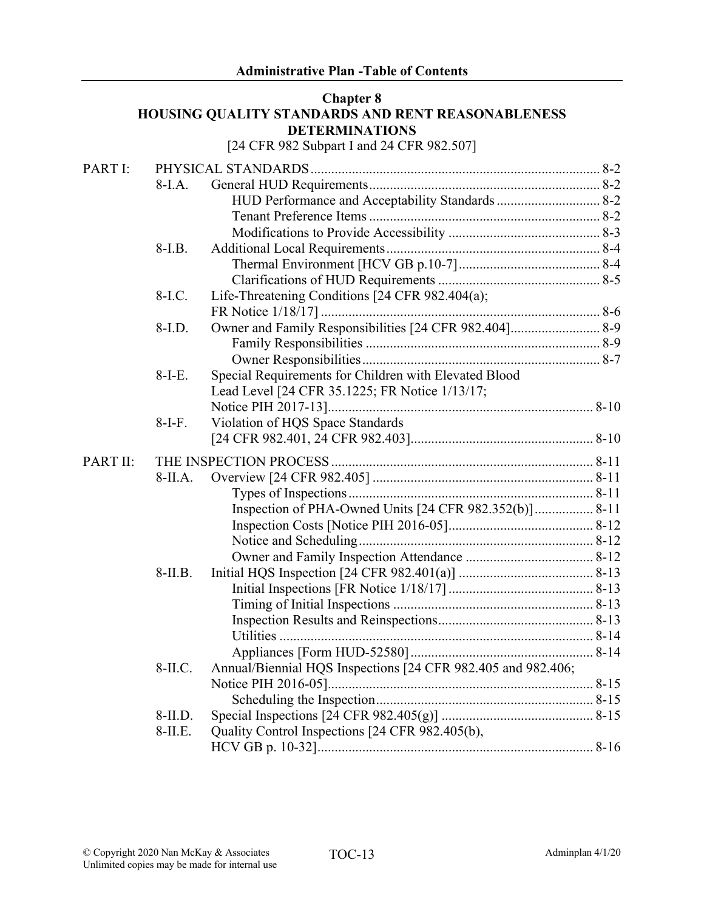**Administrative Plan -Table of Contents**

## Chapter 8
## HOUSING QUALITY STANDARDS AND RENT REASONABLENESS DETERMINATIONS

[24 CFR 982 Subpart I and 24 CFR 982.507]

| | | | |
|---|---|---|---|
| PART I: | PHYSICAL STANDARDS | | 8-2 |
| | 8-I.A. | General HUD Requirements | 8-2 |
| | | HUD Performance and Acceptability Standards | 8-2 |
| | | Tenant Preference Items | 8-2 |
| | | Modifications to Provide Accessibility | 8-3 |
| | 8-I.B. | Additional Local Requirements | 8-4 |
| | | Thermal Environment [HCV GB p.10-7] | 8-4 |
| | | Clarifications of HUD Requirements | 8-5 |
| | 8-I.C. | Life-Threatening Conditions [24 CFR 982.404(a); FR Notice 1/18/17] | 8-6 |
| | 8-I.D. | Owner and Family Responsibilities [24 CFR 982.404] | 8-9 |
| | | Family Responsibilities | 8-9 |
| | | Owner Responsibilities | 8-7 |
| | 8-I-E. | Special Requirements for Children with Elevated Blood Lead Level [24 CFR 35.1225; FR Notice 1/13/17; Notice PIH 2017-13] | 8-10 |
| | 8-I-F. | Violation of HQS Space Standards [24 CFR 982.401, 24 CFR 982.403] | 8-10 |
| PART II: | THE INSPECTION PROCESS | | 8-11 |
| | 8-II.A. | Overview [24 CFR 982.405] | 8-11 |
| | | Types of Inspections | 8-11 |
| | | Inspection of PHA-Owned Units [24 CFR 982.352(b)] | 8-11 |
| | | Inspection Costs [Notice PIH 2016-05] | 8-12 |
| | | Notice and Scheduling | 8-12 |
| | | Owner and Family Inspection Attendance | 8-12 |
| | 8-II.B. | Initial HQS Inspection [24 CFR 982.401(a)] | 8-13 |
| | | Initial Inspections [FR Notice 1/18/17] | 8-13 |
| | | Timing of Initial Inspections | 8-13 |
| | | Inspection Results and Reinspections | 8-13 |
| | | Utilities | 8-14 |
| | | Appliances [Form HUD-52580] | 8-14 |
| | 8-II.C. | Annual/Biennial HQS Inspections [24 CFR 982.405 and 982.406; Notice PIH 2016-05] | 8-15 |
| | | Scheduling the Inspection | 8-15 |
| | 8-II.D. | Special Inspections [24 CFR 982.405(g)] | 8-15 |
| | 8-II.E. | Quality Control Inspections [24 CFR 982.405(b), HCV GB p. 10-32] | 8-16 |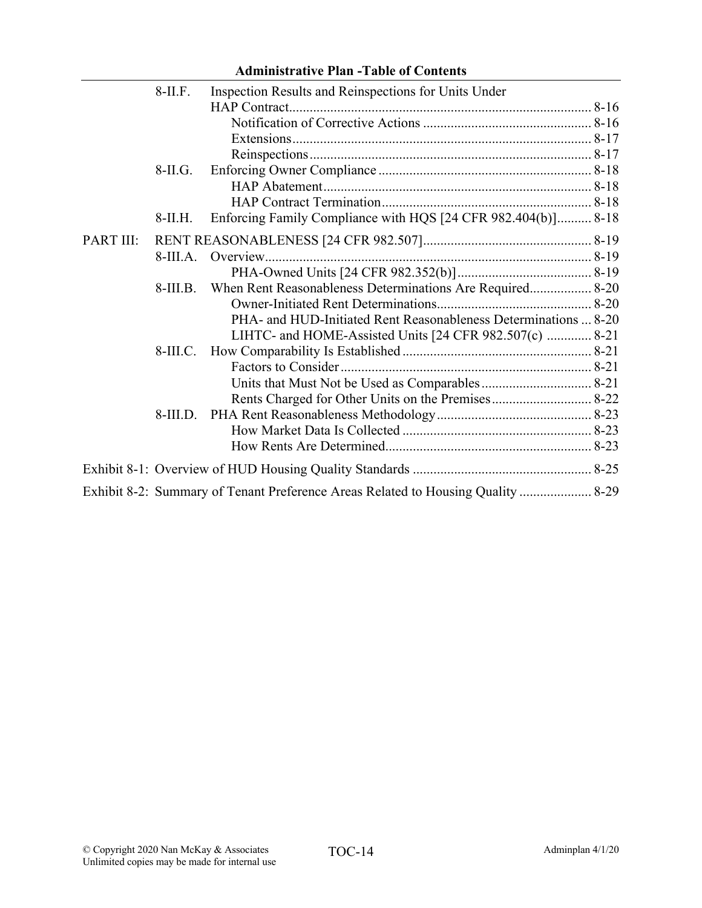| | | | |
|---|---|---|---|
| | 8-II.F. | Inspection Results and Reinspections for Units Under HAP Contract | 8-16 |
| | | Notification of Corrective Actions | 8-16 |
| | | Extensions | 8-17 |
| | | Reinspections | 8-17 |
| | 8-II.G. | Enforcing Owner Compliance | 8-18 |
| | | HAP Abatement | 8-18 |
| | | HAP Contract Termination | 8-18 |
| | 8-II.H. | Enforcing Family Compliance with HQS [24 CFR 982.404(b)] | 8-18 |
| PART III: | RENT REASONABLENESS [24 CFR 982.507] | | 8-19 |
| | 8-III.A. | Overview | 8-19 |
| | | PHA-Owned Units [24 CFR 982.352(b)] | 8-19 |
| | 8-III.B. | When Rent Reasonableness Determinations Are Required | 8-20 |
| | | Owner-Initiated Rent Determinations | 8-20 |
| | | PHA- and HUD-Initiated Rent Reasonableness Determinations | 8-20 |
| | | LIHTC- and HOME-Assisted Units [24 CFR 982.507(c) | 8-21 |
| | 8-III.C. | How Comparability Is Established | 8-21 |
| | | Factors to Consider | 8-21 |
| | | Units that Must Not be Used as Comparables | 8-21 |
| | | Rents Charged for Other Units on the Premises | 8-22 |
| | 8-III.D. | PHA Rent Reasonableness Methodology | 8-23 |
| | | How Market Data Is Collected | 8-23 |
| | | How Rents Are Determined | 8-23 |
| Exhibit 8-1: | Overview of HUD Housing Quality Standards | | 8-25 |
| Exhibit 8-2: | Summary of Tenant Preference Areas Related to Housing Quality | | 8-29 |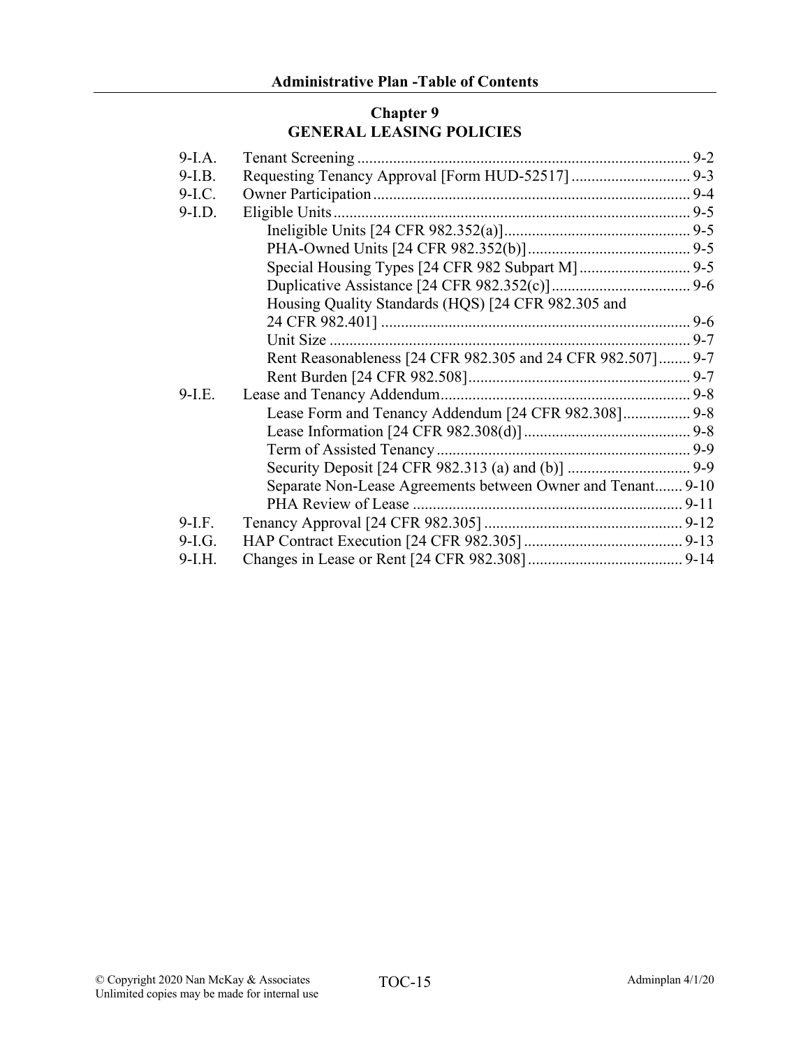## Chapter 9
## GENERAL LEASING POLICIES

| | | |
|---|---|---|
| 9-I.A. | Tenant Screening | 9-2 |
| 9-I.B. | Requesting Tenancy Approval [Form HUD-52517] | 9-3 |
| 9-I.C. | Owner Participation | 9-4 |
| 9-I.D. | Eligible Units | 9-5 |
| | Ineligible Units [24 CFR 982.352(a)] | 9-5 |
| | PHA-Owned Units [24 CFR 982.352(b)] | 9-5 |
| | Special Housing Types [24 CFR 982 Subpart M] | 9-5 |
| | Duplicative Assistance [24 CFR 982.352(c)] | 9-6 |
| | Housing Quality Standards (HQS) [24 CFR 982.305 and 24 CFR 982.401] | 9-6 |
| | Unit Size | 9-7 |
| | Rent Reasonableness [24 CFR 982.305 and 24 CFR 982.507] | 9-7 |
| | Rent Burden [24 CFR 982.508] | 9-7 |
| 9-I.E. | Lease and Tenancy Addendum | 9-8 |
| | Lease Form and Tenancy Addendum [24 CFR 982.308] | 9-8 |
| | Lease Information [24 CFR 982.308(d)] | 9-8 |
| | Term of Assisted Tenancy | 9-9 |
| | Security Deposit [24 CFR 982.313 (a) and (b)] | 9-9 |
| | Separate Non-Lease Agreements between Owner and Tenant | 9-10 |
| | PHA Review of Lease | 9-11 |
| 9-I.F. | Tenancy Approval [24 CFR 982.305] | 9-12 |
| 9-I.G. | HAP Contract Execution [24 CFR 982.305] | 9-13 |
| 9-I.H. | Changes in Lease or Rent [24 CFR 982.308] | 9-14 |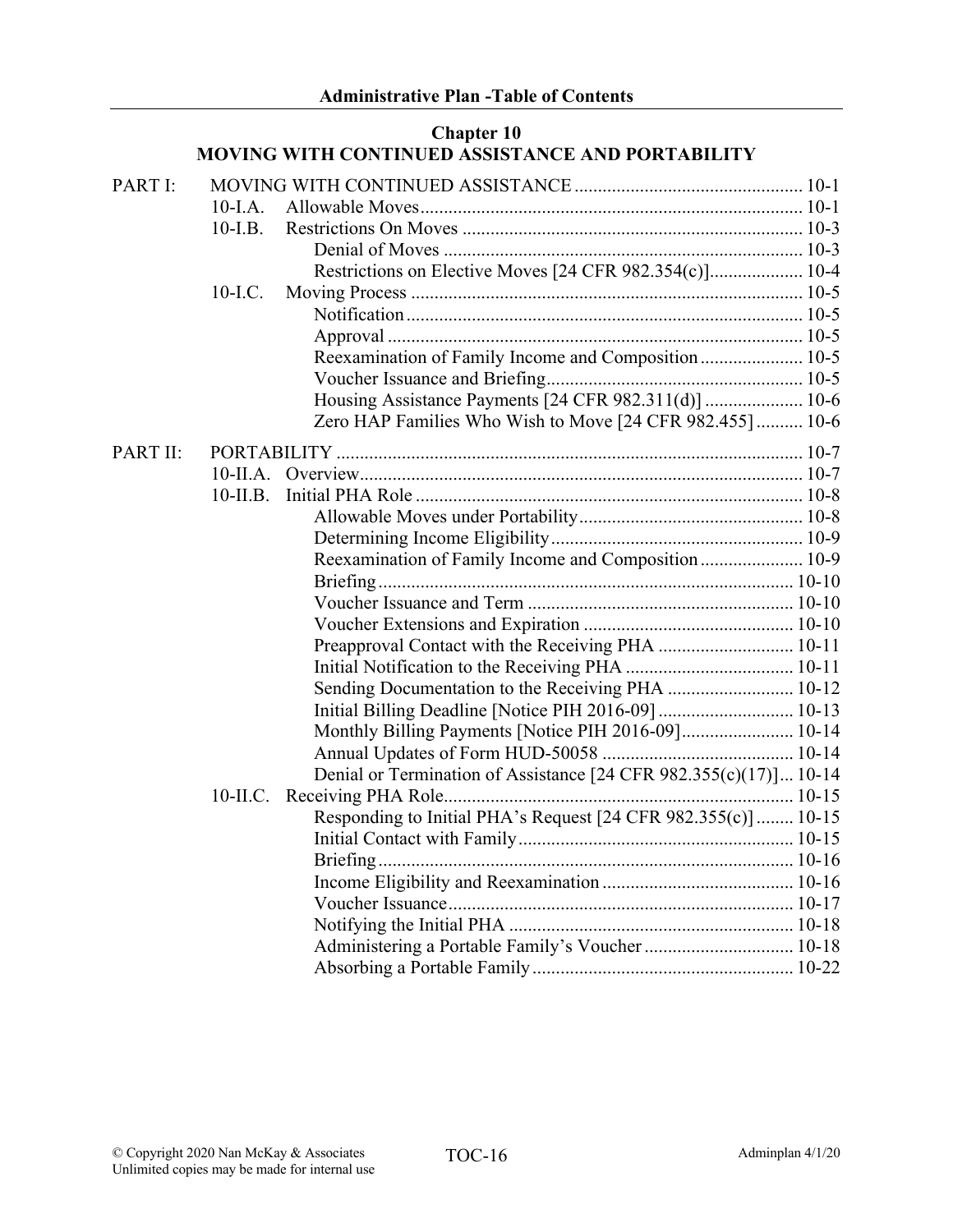## Chapter 10
## MOVING WITH CONTINUED ASSISTANCE AND PORTABILITY

| | | | |
|---|---|---|---|
| PART I: | MOVING WITH CONTINUED ASSISTANCE | | 10-1 |
| | 10-I.A. | Allowable Moves | 10-1 |
| | 10-I.B. | Restrictions On Moves | 10-3 |
| | | Denial of Moves | 10-3 |
| | | Restrictions on Elective Moves [24 CFR 982.354(c)] | 10-4 |
| | 10-I.C. | Moving Process | 10-5 |
| | | Notification | 10-5 |
| | | Approval | 10-5 |
| | | Reexamination of Family Income and Composition | 10-5 |
| | | Voucher Issuance and Briefing | 10-5 |
| | | Housing Assistance Payments [24 CFR 982.311(d)] | 10-6 |
| | | Zero HAP Families Who Wish to Move [24 CFR 982.455] | 10-6 |
| PART II: | PORTABILITY | | 10-7 |
| | 10-II.A. | Overview | 10-7 |
| | 10-II.B. | Initial PHA Role | 10-8 |
| | | Allowable Moves under Portability | 10-8 |
| | | Determining Income Eligibility | 10-9 |
| | | Reexamination of Family Income and Composition | 10-9 |
| | | Briefing | 10-10 |
| | | Voucher Issuance and Term | 10-10 |
| | | Voucher Extensions and Expiration | 10-10 |
| | | Preapproval Contact with the Receiving PHA | 10-11 |
| | | Initial Notification to the Receiving PHA | 10-11 |
| | | Sending Documentation to the Receiving PHA | 10-12 |
| | | Initial Billing Deadline [Notice PIH 2016-09] | 10-13 |
| | | Monthly Billing Payments [Notice PIH 2016-09] | 10-14 |
| | | Annual Updates of Form HUD-50058 | 10-14 |
| | | Denial or Termination of Assistance [24 CFR 982.355(c)(17)] | 10-14 |
| | 10-II.C. | Receiving PHA Role | 10-15 |
| | | Responding to Initial PHA's Request [24 CFR 982.355(c)] | 10-15 |
| | | Initial Contact with Family | 10-15 |
| | | Briefing | 10-16 |
| | | Income Eligibility and Reexamination | 10-16 |
| | | Voucher Issuance | 10-17 |
| | | Notifying the Initial PHA | 10-18 |
| | | Administering a Portable Family's Voucher | 10-18 |
| | | Absorbing a Portable Family | 10-22 |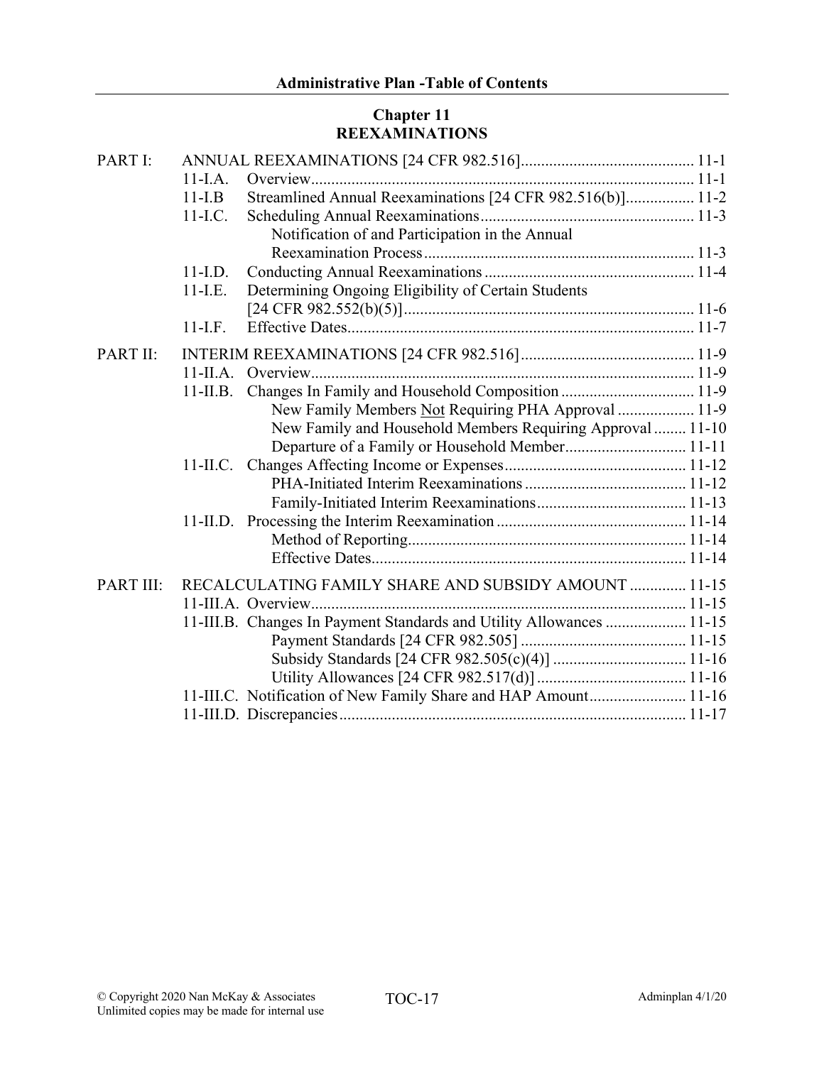## Chapter 11
## REEXAMINATIONS

PART I: ANNUAL REEXAMINATIONS [24 CFR 982.516] ... 11-1

- 11-I.A. Overview ... 11-1
- 11-I.B Streamlined Annual Reexaminations [24 CFR 982.516(b)] ... 11-2
- 11-I.C. Scheduling Annual Reexaminations ... 11-3
  - Notification of and Participation in the Annual Reexamination Process ... 11-3
- 11-I.D. Conducting Annual Reexaminations ... 11-4
- 11-I.E. Determining Ongoing Eligibility of Certain Students [24 CFR 982.552(b)(5)] ... 11-6
- 11-I.F. Effective Dates ... 11-7

PART II: INTERIM REEXAMINATIONS [24 CFR 982.516] ... 11-9

- 11-II.A. Overview ... 11-9
- 11-II.B. Changes In Family and Household Composition ... 11-9
  - New Family Members <u>Not</u> Requiring PHA Approval ... 11-9
  - New Family and Household Members Requiring Approval ... 11-10
  - Departure of a Family or Household Member ... 11-11
- 11-II.C. Changes Affecting Income or Expenses ... 11-12
  - PHA-Initiated Interim Reexaminations ... 11-12
  - Family-Initiated Interim Reexaminations ... 11-13
- 11-II.D. Processing the Interim Reexamination ... 11-14
  - Method of Reporting ... 11-14
  - Effective Dates ... 11-14

PART III: RECALCULATING FAMILY SHARE AND SUBSIDY AMOUNT ... 11-15

- 11-III.A. Overview ... 11-15
- 11-III.B. Changes In Payment Standards and Utility Allowances ... 11-15
  - Payment Standards [24 CFR 982.505] ... 11-15
  - Subsidy Standards [24 CFR 982.505(c)(4)] ... 11-16
  - Utility Allowances [24 CFR 982.517(d)] ... 11-16
- 11-III.C. Notification of New Family Share and HAP Amount ... 11-16
- 11-III.D. Discrepancies ... 11-17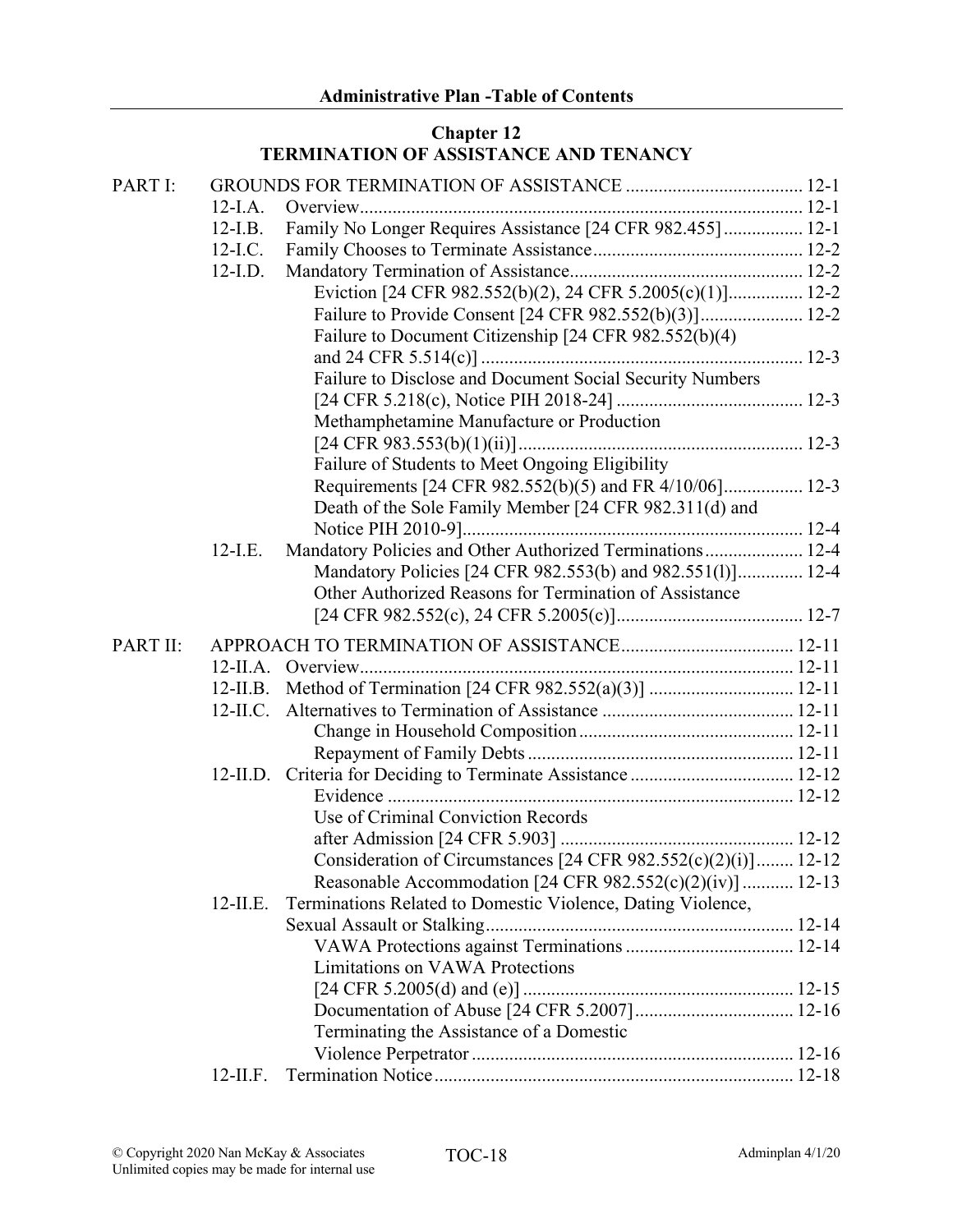**Administrative Plan -Table of Contents**

## Chapter 12
## TERMINATION OF ASSISTANCE AND TENANCY

| | | | |
|---|---|---|---|
| PART I: | | GROUNDS FOR TERMINATION OF ASSISTANCE | 12-1 |
| | 12-I.A. | Overview | 12-1 |
| | 12-I.B. | Family No Longer Requires Assistance [24 CFR 982.455] | 12-1 |
| | 12-I.C. | Family Chooses to Terminate Assistance | 12-2 |
| | 12-I.D. | Mandatory Termination of Assistance | 12-2 |
| | | Eviction [24 CFR 982.552(b)(2), 24 CFR 5.2005(c)(1)] | 12-2 |
| | | Failure to Provide Consent [24 CFR 982.552(b)(3)] | 12-2 |
| | | Failure to Document Citizenship [24 CFR 982.552(b)(4) and 24 CFR 5.514(c)] | 12-3 |
| | | Failure to Disclose and Document Social Security Numbers [24 CFR 5.218(c), Notice PIH 2018-24] | 12-3 |
| | | Methamphetamine Manufacture or Production [24 CFR 983.553(b)(1)(ii)] | 12-3 |
| | | Failure of Students to Meet Ongoing Eligibility Requirements [24 CFR 982.552(b)(5) and FR 4/10/06] | 12-3 |
| | | Death of the Sole Family Member [24 CFR 982.311(d) and Notice PIH 2010-9] | 12-4 |
| | 12-I.E. | Mandatory Policies and Other Authorized Terminations | 12-4 |
| | | Mandatory Policies [24 CFR 982.553(b) and 982.551(l)] | 12-4 |
| | | Other Authorized Reasons for Termination of Assistance [24 CFR 982.552(c), 24 CFR 5.2005(c)] | 12-7 |
| PART II: | | APPROACH TO TERMINATION OF ASSISTANCE | 12-11 |
| | 12-II.A. | Overview | 12-11 |
| | 12-II.B. | Method of Termination [24 CFR 982.552(a)(3)] | 12-11 |
| | 12-II.C. | Alternatives to Termination of Assistance | 12-11 |
| | | Change in Household Composition | 12-11 |
| | | Repayment of Family Debts | 12-11 |
| | 12-II.D. | Criteria for Deciding to Terminate Assistance | 12-12 |
| | | Evidence | 12-12 |
| | | Use of Criminal Conviction Records after Admission [24 CFR 5.903] | 12-12 |
| | | Consideration of Circumstances [24 CFR 982.552(c)(2)(i)] | 12-12 |
| | | Reasonable Accommodation [24 CFR 982.552(c)(2)(iv)] | 12-13 |
| | 12-II.E. | Terminations Related to Domestic Violence, Dating Violence, Sexual Assault or Stalking | 12-14 |
| | | VAWA Protections against Terminations | 12-14 |
| | | Limitations on VAWA Protections [24 CFR 5.2005(d) and (e)] | 12-15 |
| | | Documentation of Abuse [24 CFR 5.2007] | 12-16 |
| | | Terminating the Assistance of a Domestic Violence Perpetrator | 12-16 |
| | 12-II.F. | Termination Notice | 12-18 |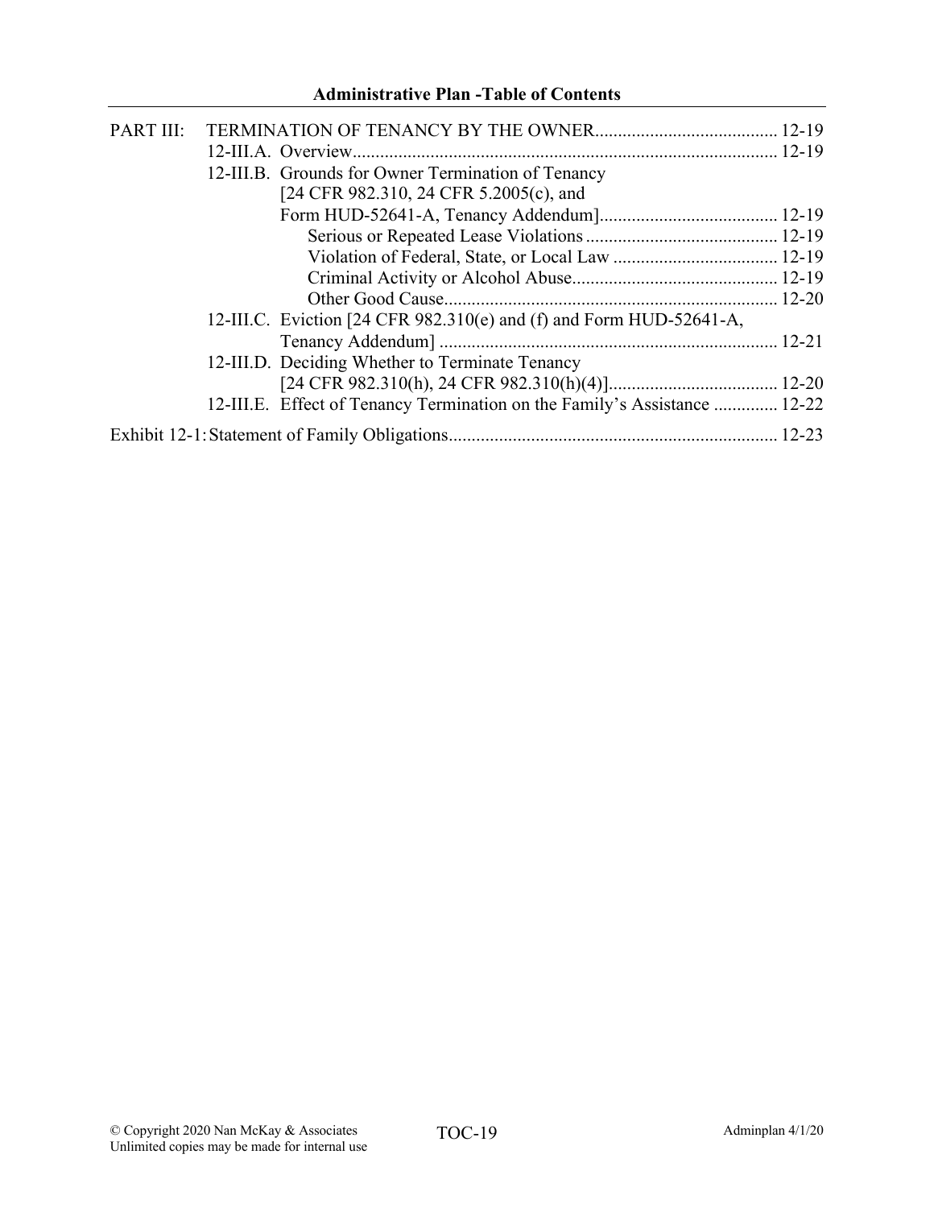PART III: TERMINATION OF TENANCY BY THE OWNER........................................ 12-19

- 12-III.A. Overview........................................................................................... 12-19
- 12-III.B. Grounds for Owner Termination of Tenancy [24 CFR 982.310, 24 CFR 5.2005(c), and Form HUD-52641-A, Tenancy Addendum]....................................... 12-19
  - Serious or Repeated Lease Violations .......................................... 12-19
  - Violation of Federal, State, or Local Law .................................... 12-19
  - Criminal Activity or Alcohol Abuse............................................. 12-19
  - Other Good Cause......................................................................... 12-20
- 12-III.C. Eviction [24 CFR 982.310(e) and (f) and Form HUD-52641-A, Tenancy Addendum] .......................................................................... 12-21
- 12-III.D. Deciding Whether to Terminate Tenancy [24 CFR 982.310(h), 24 CFR 982.310(h)(4)]..................................... 12-20
- 12-III.E. Effect of Tenancy Termination on the Family's Assistance .............. 12-22

Exhibit 12-1: Statement of Family Obligations........................................................................ 12-23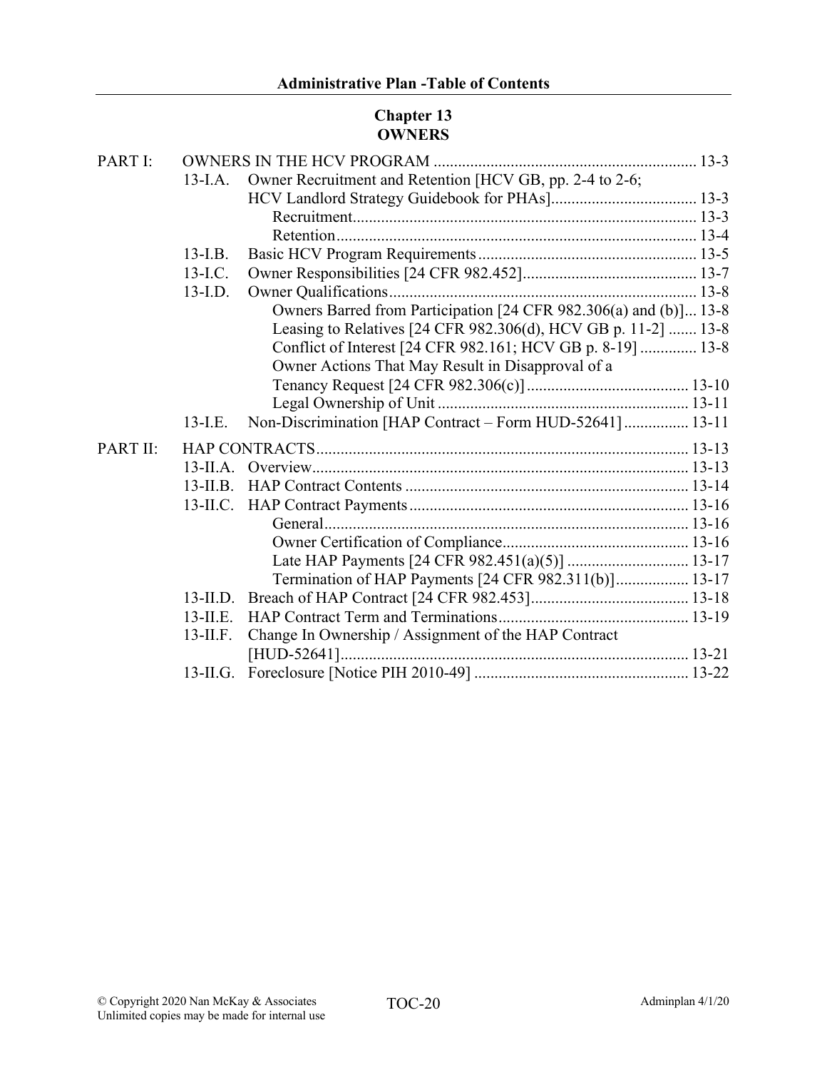## Chapter 13
## OWNERS

| | | | |
|---|---|---|---|
| PART I: | OWNERS IN THE HCV PROGRAM | | 13-3 |
| | 13-I.A. | Owner Recruitment and Retention [HCV GB, pp. 2-4 to 2-6; HCV Landlord Strategy Guidebook for PHAs] | 13-3 |
| | | Recruitment | 13-3 |
| | | Retention | 13-4 |
| | 13-I.B. | Basic HCV Program Requirements | 13-5 |
| | 13-I.C. | Owner Responsibilities [24 CFR 982.452] | 13-7 |
| | 13-I.D. | Owner Qualifications | 13-8 |
| | | Owners Barred from Participation [24 CFR 982.306(a) and (b)] | 13-8 |
| | | Leasing to Relatives [24 CFR 982.306(d), HCV GB p. 11-2] | 13-8 |
| | | Conflict of Interest [24 CFR 982.161; HCV GB p. 8-19] | 13-8 |
| | | Owner Actions That May Result in Disapproval of a Tenancy Request [24 CFR 982.306(c)] | 13-10 |
| | | Legal Ownership of Unit | 13-11 |
| | 13-I.E. | Non-Discrimination [HAP Contract – Form HUD-52641] | 13-11 |
| PART II: | HAP CONTRACTS | | 13-13 |
| | 13-II.A. | Overview | 13-13 |
| | 13-II.B. | HAP Contract Contents | 13-14 |
| | 13-II.C. | HAP Contract Payments | 13-16 |
| | | General | 13-16 |
| | | Owner Certification of Compliance | 13-16 |
| | | Late HAP Payments [24 CFR 982.451(a)(5)] | 13-17 |
| | | Termination of HAP Payments [24 CFR 982.311(b)] | 13-17 |
| | 13-II.D. | Breach of HAP Contract [24 CFR 982.453] | 13-18 |
| | 13-II.E. | HAP Contract Term and Terminations | 13-19 |
| | 13-II.F. | Change In Ownership / Assignment of the HAP Contract [HUD-52641] | 13-21 |
| | 13-II.G. | Foreclosure [Notice PIH 2010-49] | 13-22 |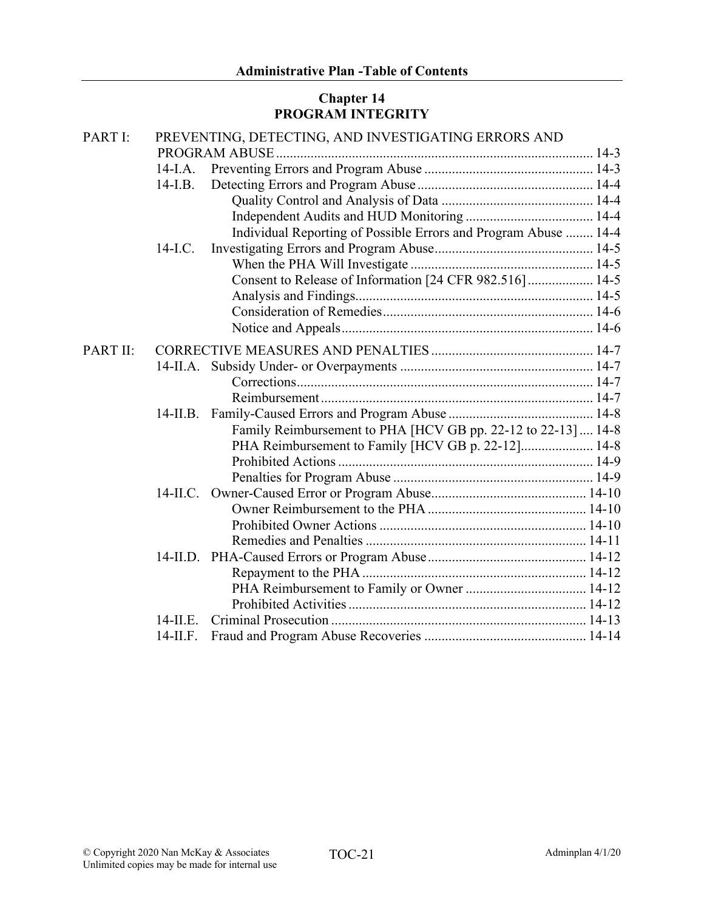## Chapter 14
## PROGRAM INTEGRITY

PART I: PREVENTING, DETECTING, AND INVESTIGATING ERRORS AND PROGRAM ABUSE ........................................................................................ 14-3

- 14-I.A. Preventing Errors and Program Abuse ................................................ 14-3
- 14-I.B. Detecting Errors and Program Abuse .................................................. 14-4
  - Quality Control and Analysis of Data ............................................ 14-4
  - Independent Audits and HUD Monitoring ..................................... 14-4
  - Individual Reporting of Possible Errors and Program Abuse ........ 14-4
- 14-I.C. Investigating Errors and Program Abuse.............................................. 14-5
  - When the PHA Will Investigate ..................................................... 14-5
  - Consent to Release of Information [24 CFR 982.516].................. 14-5
  - Analysis and Findings.................................................................... 14-5
  - Consideration of Remedies............................................................ 14-6
  - Notice and Appeals........................................................................ 14-6

PART II: CORRECTIVE MEASURES AND PENALTIES .............................................. 14-7

- 14-II.A. Subsidy Under- or Overpayments ....................................................... 14-7
  - Corrections..................................................................................... 14-7
  - Reimbursement.............................................................................. 14-7
- 14-II.B. Family-Caused Errors and Program Abuse .......................................... 14-8
  - Family Reimbursement to PHA [HCV GB pp. 22-12 to 22-13] .... 14-8
  - PHA Reimbursement to Family [HCV GB p. 22-12]..................... 14-8
  - Prohibited Actions ......................................................................... 14-9
  - Penalties for Program Abuse ......................................................... 14-9
- 14-II.C. Owner-Caused Error or Program Abuse............................................. 14-10
  - Owner Reimbursement to the PHA .............................................. 14-10
  - Prohibited Owner Actions ............................................................ 14-10
  - Remedies and Penalties ................................................................ 14-11
- 14-II.D. PHA-Caused Errors or Program Abuse.............................................. 14-12
  - Repayment to the PHA ................................................................. 14-12
  - PHA Reimbursement to Family or Owner ................................... 14-12
  - Prohibited Activities..................................................................... 14-12
- 14-II.E. Criminal Prosecution .......................................................................... 14-13
- 14-II.F. Fraud and Program Abuse Recoveries ............................................... 14-14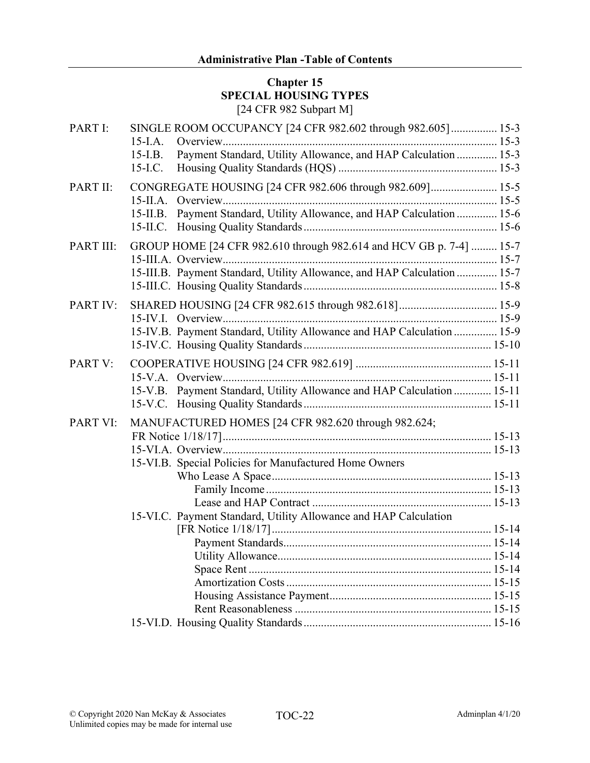## Chapter 15
## SPECIAL HOUSING TYPES
[24 CFR 982 Subpart M]

PART I: SINGLE ROOM OCCUPANCY [24 CFR 982.602 through 982.605] ................ 15-3
- 15-I.A. Overview ................ 15-3
- 15-I.B. Payment Standard, Utility Allowance, and HAP Calculation ................ 15-3
- 15-I.C. Housing Quality Standards (HQS) ................ 15-3

PART II: CONGREGATE HOUSING [24 CFR 982.606 through 982.609] ................ 15-5
- 15-II.A. Overview ................ 15-5
- 15-II.B. Payment Standard, Utility Allowance, and HAP Calculation ................ 15-6
- 15-II.C. Housing Quality Standards ................ 15-6

PART III: GROUP HOME [24 CFR 982.610 through 982.614 and HCV GB p. 7-4] ................ 15-7
- 15-III.A. Overview ................ 15-7
- 15-III.B. Payment Standard, Utility Allowance, and HAP Calculation ................ 15-7
- 15-III.C. Housing Quality Standards ................ 15-8

PART IV: SHARED HOUSING [24 CFR 982.615 through 982.618] ................ 15-9
- 15-IV.I. Overview ................ 15-9
- 15-IV.B. Payment Standard, Utility Allowance and HAP Calculation ................ 15-9
- 15-IV.C. Housing Quality Standards ................ 15-10

PART V: COOPERATIVE HOUSING [24 CFR 982.619] ................ 15-11
- 15-V.A. Overview ................ 15-11
- 15-V.B. Payment Standard, Utility Allowance and HAP Calculation ................ 15-11
- 15-V.C. Housing Quality Standards ................ 15-11

PART VI: MANUFACTURED HOMES [24 CFR 982.620 through 982.624; FR Notice 1/18/17] ................ 15-13
- 15-VI.A. Overview ................ 15-13
- 15-VI.B. Special Policies for Manufactured Home Owners Who Lease A Space ................ 15-13
  - Family Income ................ 15-13
  - Lease and HAP Contract ................ 15-13
- 15-VI.C. Payment Standard, Utility Allowance and HAP Calculation [FR Notice 1/18/17] ................ 15-14
  - Payment Standards ................ 15-14
  - Utility Allowance ................ 15-14
  - Space Rent ................ 15-14
  - Amortization Costs ................ 15-15
  - Housing Assistance Payment ................ 15-15
  - Rent Reasonableness ................ 15-15
- 15-VI.D. Housing Quality Standards ................ 15-16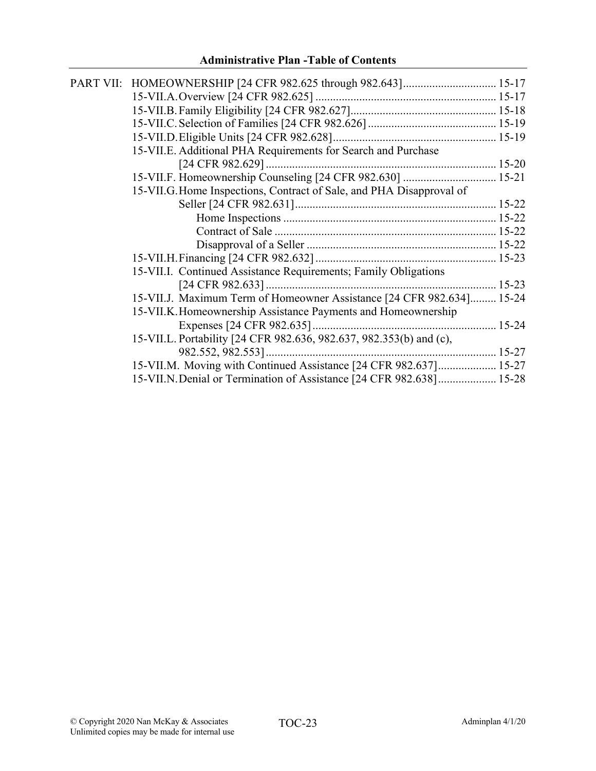PART VII: HOMEOWNERSHIP [24 CFR 982.625 through 982.643] ................................ 15-17

15-VII.A. Overview [24 CFR 982.625] ............................................................. 15-17

15-VII.B. Family Eligibility [24 CFR 982.627] .................................................. 15-18

15-VII.C. Selection of Families [24 CFR 982.626] ............................................ 15-19

15-VII.D. Eligible Units [24 CFR 982.628] ........................................................ 15-19

15-VII.E. Additional PHA Requirements for Search and Purchase [24 CFR 982.629] ............................................................................... 15-20

15-VII.F. Homeownership Counseling [24 CFR 982.630] ................................ 15-21

15-VII.G. Home Inspections, Contract of Sale, and PHA Disapproval of Seller [24 CFR 982.631] ..................................................................... 15-22

- Home Inspections ......................................................................... 15-22
- Contract of Sale ............................................................................ 15-22
- Disapproval of a Seller ................................................................. 15-22

15-VII.H. Financing [24 CFR 982.632] .............................................................. 15-23

15-VII.I. Continued Assistance Requirements; Family Obligations [24 CFR 982.633] ............................................................................... 15-23

15-VII.J. Maximum Term of Homeowner Assistance [24 CFR 982.634] ......... 15-24

15-VII.K. Homeownership Assistance Payments and Homeownership Expenses [24 CFR 982.635] ............................................................... 15-24

15-VII.L. Portability [24 CFR 982.636, 982.637, 982.353(b) and (c), 982.552, 982.553] ............................................................................... 15-27

15-VII.M. Moving with Continued Assistance [24 CFR 982.637] .................... 15-27

15-VII.N. Denial or Termination of Assistance [24 CFR 982.638] .................... 15-28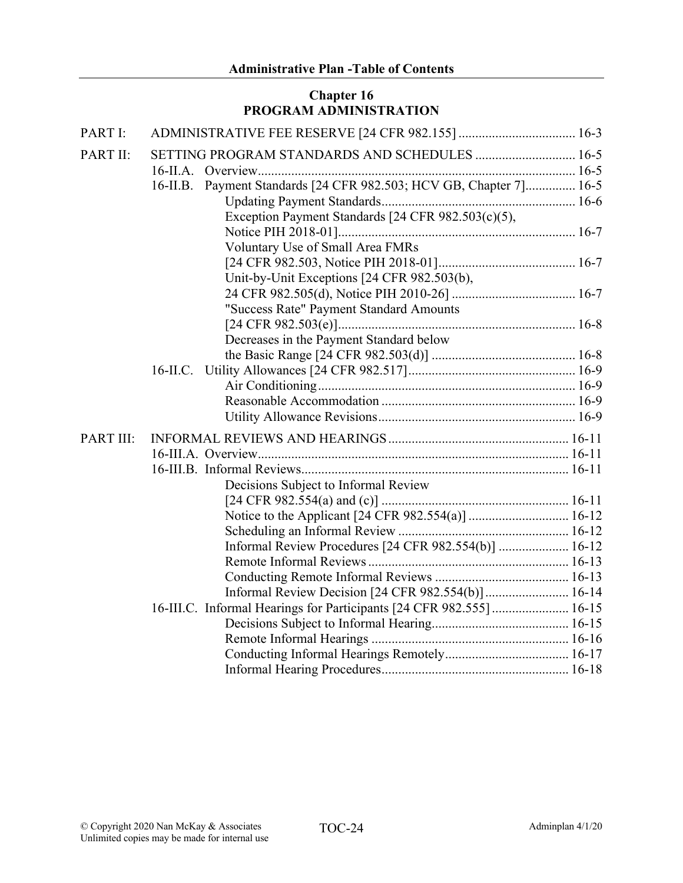## Chapter 16
## PROGRAM ADMINISTRATION

PART I: ADMINISTRATIVE FEE RESERVE [24 CFR 982.155] ... 16-3

PART II: SETTING PROGRAM STANDARDS AND SCHEDULES ... 16-5

- 16-II.A. Overview ... 16-5
- 16-II.B. Payment Standards [24 CFR 982.503; HCV GB, Chapter 7] ... 16-5
  - Updating Payment Standards ... 16-6
  - Exception Payment Standards [24 CFR 982.503(c)(5), Notice PIH 2018-01] ... 16-7
  - Voluntary Use of Small Area FMRs [24 CFR 982.503, Notice PIH 2018-01] ... 16-7
  - Unit-by-Unit Exceptions [24 CFR 982.503(b), 24 CFR 982.505(d), Notice PIH 2010-26] ... 16-7
  - "Success Rate" Payment Standard Amounts [24 CFR 982.503(e)] ... 16-8
  - Decreases in the Payment Standard below the Basic Range [24 CFR 982.503(d)] ... 16-8
- 16-II.C. Utility Allowances [24 CFR 982.517] ... 16-9
  - Air Conditioning ... 16-9
  - Reasonable Accommodation ... 16-9
  - Utility Allowance Revisions ... 16-9

PART III: INFORMAL REVIEWS AND HEARINGS ... 16-11

- 16-III.A. Overview ... 16-11
- 16-III.B. Informal Reviews ... 16-11
  - Decisions Subject to Informal Review [24 CFR 982.554(a) and (c)] ... 16-11
  - Notice to the Applicant [24 CFR 982.554(a)] ... 16-12
  - Scheduling an Informal Review ... 16-12
  - Informal Review Procedures [24 CFR 982.554(b)] ... 16-12
  - Remote Informal Reviews ... 16-13
  - Conducting Remote Informal Reviews ... 16-13
  - Informal Review Decision [24 CFR 982.554(b)] ... 16-14
- 16-III.C. Informal Hearings for Participants [24 CFR 982.555] ... 16-15
  - Decisions Subject to Informal Hearing ... 16-15
  - Remote Informal Hearings ... 16-16
  - Conducting Informal Hearings Remotely ... 16-17
  - Informal Hearing Procedures ... 16-18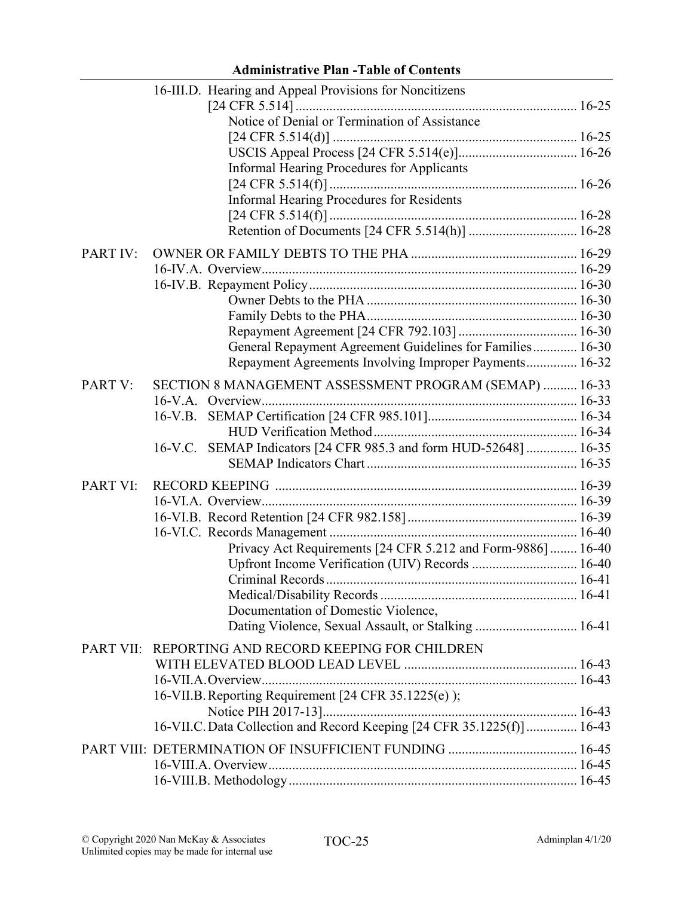16-III.D. Hearing and Appeal Provisions for Noncitizens [24 CFR 5.514] ........ 16-25

- Notice of Denial or Termination of Assistance [24 CFR 5.514(d)] ........ 16-25
- USCIS Appeal Process [24 CFR 5.514(e)] ........ 16-26
- Informal Hearing Procedures for Applicants [24 CFR 5.514(f)] ........ 16-26
- Informal Hearing Procedures for Residents [24 CFR 5.514(f)] ........ 16-28
- Retention of Documents [24 CFR 5.514(h)] ........ 16-28

PART IV: OWNER OR FAMILY DEBTS TO THE PHA ........ 16-29

16-IV.A. Overview ........ 16-29

16-IV.B. Repayment Policy ........ 16-30

- Owner Debts to the PHA ........ 16-30
- Family Debts to the PHA ........ 16-30
- Repayment Agreement [24 CFR 792.103] ........ 16-30
- General Repayment Agreement Guidelines for Families ........ 16-30
- Repayment Agreements Involving Improper Payments ........ 16-32

PART V: SECTION 8 MANAGEMENT ASSESSMENT PROGRAM (SEMAP) ........ 16-33

16-V.A. Overview ........ 16-33

16-V.B. SEMAP Certification [24 CFR 985.101] ........ 16-34

- HUD Verification Method ........ 16-34

16-V.C. SEMAP Indicators [24 CFR 985.3 and form HUD-52648] ........ 16-35

- SEMAP Indicators Chart ........ 16-35

PART VI: RECORD KEEPING ........ 16-39

16-VI.A. Overview ........ 16-39

16-VI.B. Record Retention [24 CFR 982.158] ........ 16-39

16-VI.C. Records Management ........ 16-40

- Privacy Act Requirements [24 CFR 5.212 and Form-9886] ........ 16-40
- Upfront Income Verification (UIV) Records ........ 16-40
- Criminal Records ........ 16-41
- Medical/Disability Records ........ 16-41
- Documentation of Domestic Violence, Dating Violence, Sexual Assault, or Stalking ........ 16-41

PART VII: REPORTING AND RECORD KEEPING FOR CHILDREN WITH ELEVATED BLOOD LEAD LEVEL ........ 16-43

16-VII.A. Overview ........ 16-43

16-VII.B. Reporting Requirement [24 CFR 35.1225(e) ); Notice PIH 2017-13] ........ 16-43

16-VII.C. Data Collection and Record Keeping [24 CFR 35.1225(f)] ........ 16-43

PART VIII: DETERMINATION OF INSUFFICIENT FUNDING ........ 16-45

16-VIII.A. Overview ........ 16-45

16-VIII.B. Methodology ........ 16-45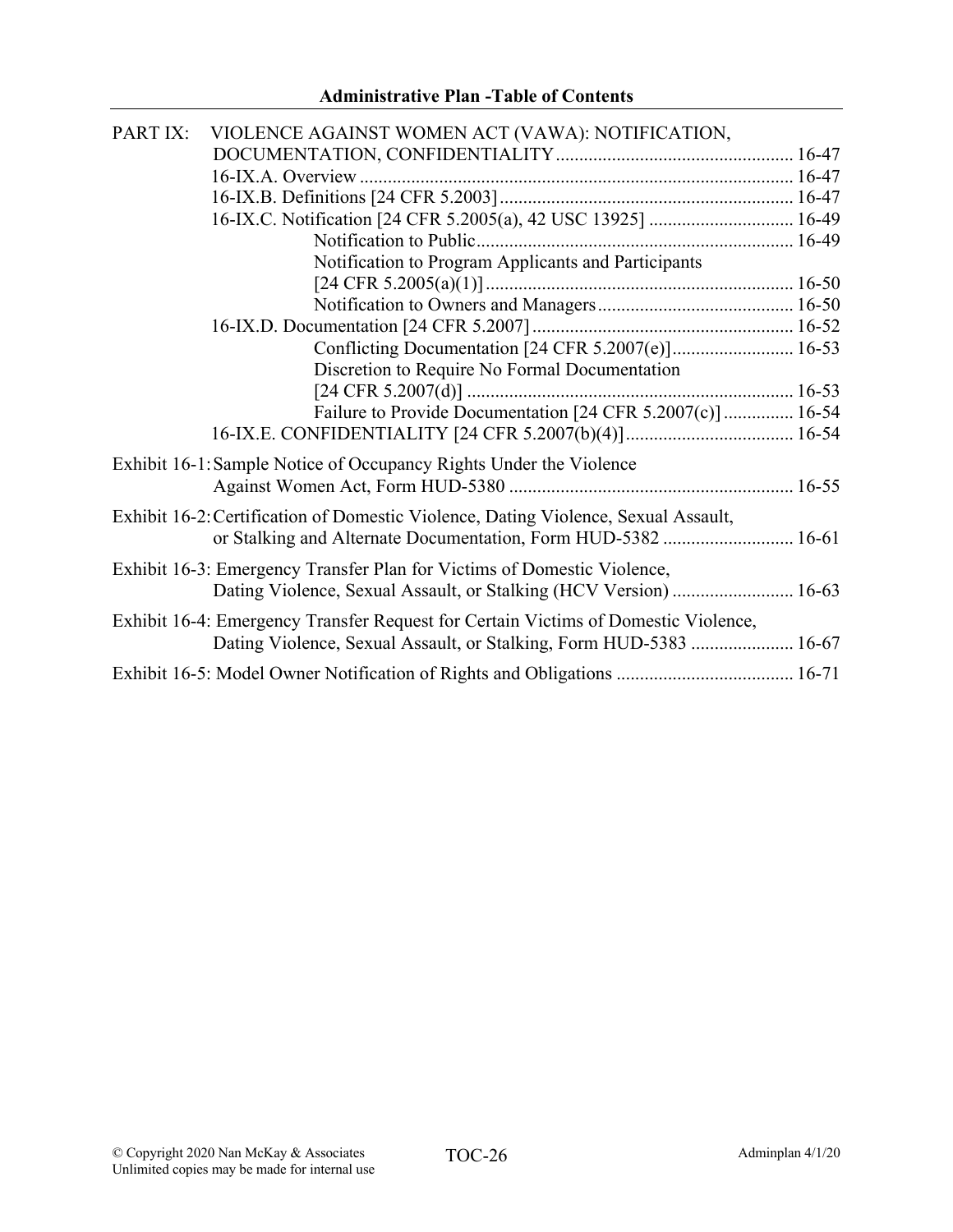PART IX: VIOLENCE AGAINST WOMEN ACT (VAWA): NOTIFICATION, DOCUMENTATION, CONFIDENTIALITY .................................................. 16-47

- 16-IX.A. Overview ........................................................................................ 16-47
- 16-IX.B. Definitions [24 CFR 5.2003] .............................................................. 16-47
- 16-IX.C. Notification [24 CFR 5.2005(a), 42 USC 13925] .............................. 16-49
  - Notification to Public .................................................................. 16-49
  - Notification to Program Applicants and Participants [24 CFR 5.2005(a)(1)] .................................................................. 16-50
  - Notification to Owners and Managers .......................................... 16-50
- 16-IX.D. Documentation [24 CFR 5.2007] ........................................................ 16-52
  - Conflicting Documentation [24 CFR 5.2007(e)] .......................... 16-53
  - Discretion to Require No Formal Documentation [24 CFR 5.2007(d)] ..................................................................... 16-53
  - Failure to Provide Documentation [24 CFR 5.2007(c)] ............... 16-54
- 16-IX.E. CONFIDENTIALITY [24 CFR 5.2007(b)(4)] .................................... 16-54

Exhibit 16-1: Sample Notice of Occupancy Rights Under the Violence Against Women Act, Form HUD-5380 ............................................................ 16-55

Exhibit 16-2: Certification of Domestic Violence, Dating Violence, Sexual Assault, or Stalking and Alternate Documentation, Form HUD-5382 ........................... 16-61

Exhibit 16-3: Emergency Transfer Plan for Victims of Domestic Violence, Dating Violence, Sexual Assault, or Stalking (HCV Version) .......................... 16-63

Exhibit 16-4: Emergency Transfer Request for Certain Victims of Domestic Violence, Dating Violence, Sexual Assault, or Stalking, Form HUD-5383 ...................... 16-67

Exhibit 16-5: Model Owner Notification of Rights and Obligations ...................................... 16-71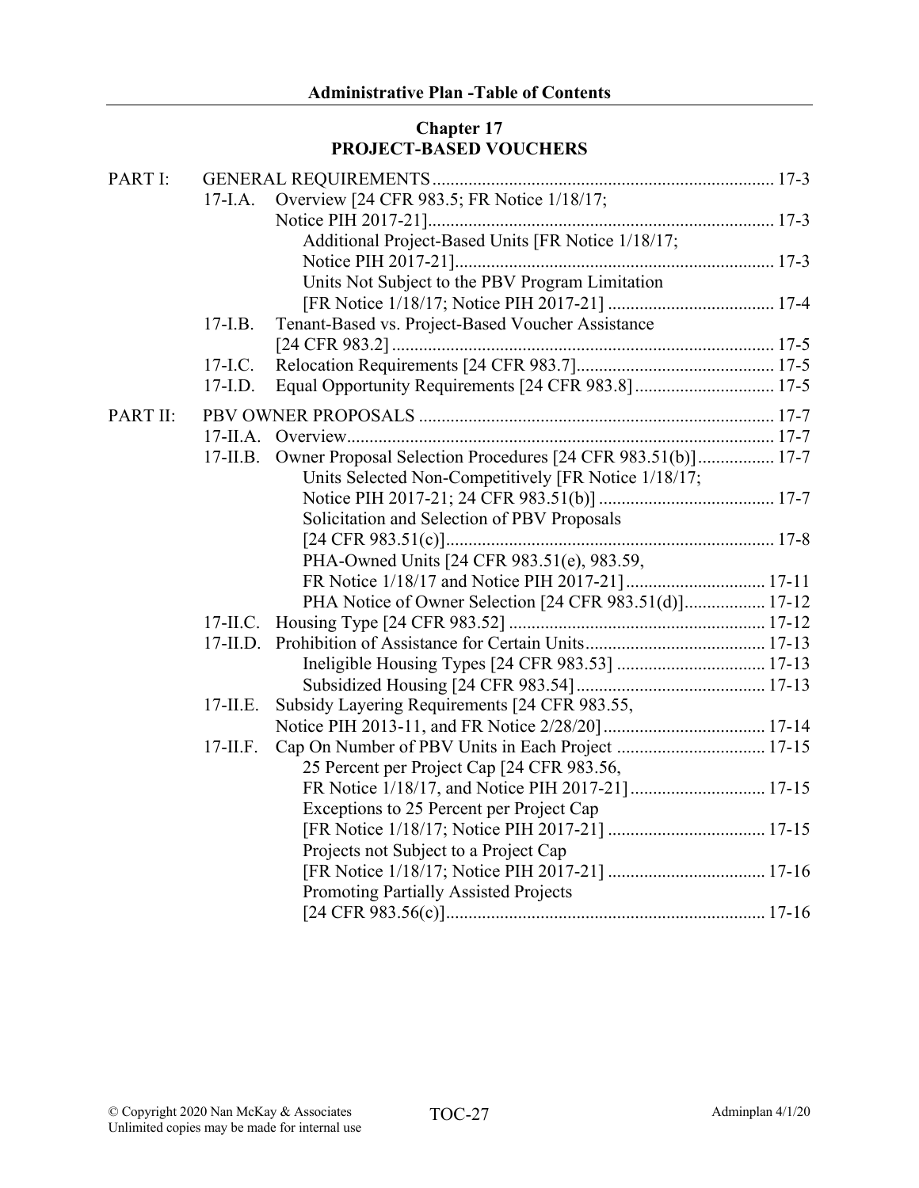## Chapter 17
## PROJECT-BASED VOUCHERS

PART I: GENERAL REQUIREMENTS ........................................................................ 17-3

- 17-I.A. Overview [24 CFR 983.5; FR Notice 1/18/17; Notice PIH 2017-21] ........................................................................ 17-3
  - Additional Project-Based Units [FR Notice 1/18/17; Notice PIH 2017-21] ........................................................................ 17-3
  - Units Not Subject to the PBV Program Limitation [FR Notice 1/18/17; Notice PIH 2017-21] ........................................ 17-4
- 17-I.B. Tenant-Based vs. Project-Based Voucher Assistance [24 CFR 983.2] ........................................................................ 17-5
- 17-I.C. Relocation Requirements [24 CFR 983.7] ........................................ 17-5
- 17-I.D. Equal Opportunity Requirements [24 CFR 983.8] ........................................ 17-5

PART II: PBV OWNER PROPOSALS ........................................................................ 17-7

- 17-II.A. Overview ........................................................................ 17-7
- 17-II.B. Owner Proposal Selection Procedures [24 CFR 983.51(b)] ................. 17-7
  - Units Selected Non-Competitively [FR Notice 1/18/17; Notice PIH 2017-21; 24 CFR 983.51(b)] ........................................ 17-7
  - Solicitation and Selection of PBV Proposals [24 CFR 983.51(c)] ........................................................................ 17-8
  - PHA-Owned Units [24 CFR 983.51(e), 983.59, FR Notice 1/18/17 and Notice PIH 2017-21] ........................................ 17-11
  - PHA Notice of Owner Selection [24 CFR 983.51(d)] ................. 17-12
- 17-II.C. Housing Type [24 CFR 983.52] ........................................................ 17-12
- 17-II.D. Prohibition of Assistance for Certain Units ........................................ 17-13
  - Ineligible Housing Types [24 CFR 983.53] ........................................ 17-13
  - Subsidized Housing [24 CFR 983.54] ........................................ 17-13
- 17-II.E. Subsidy Layering Requirements [24 CFR 983.55, Notice PIH 2013-11, and FR Notice 2/28/20] ........................................ 17-14
- 17-II.F. Cap On Number of PBV Units in Each Project ........................................ 17-15
  - 25 Percent per Project Cap [24 CFR 983.56, FR Notice 1/18/17, and Notice PIH 2017-21] ........................................ 17-15
  - Exceptions to 25 Percent per Project Cap [FR Notice 1/18/17; Notice PIH 2017-21] ........................................ 17-15
  - Projects not Subject to a Project Cap [FR Notice 1/18/17; Notice PIH 2017-21] ........................................ 17-16
  - Promoting Partially Assisted Projects [24 CFR 983.56(c)] ........................................................................ 17-16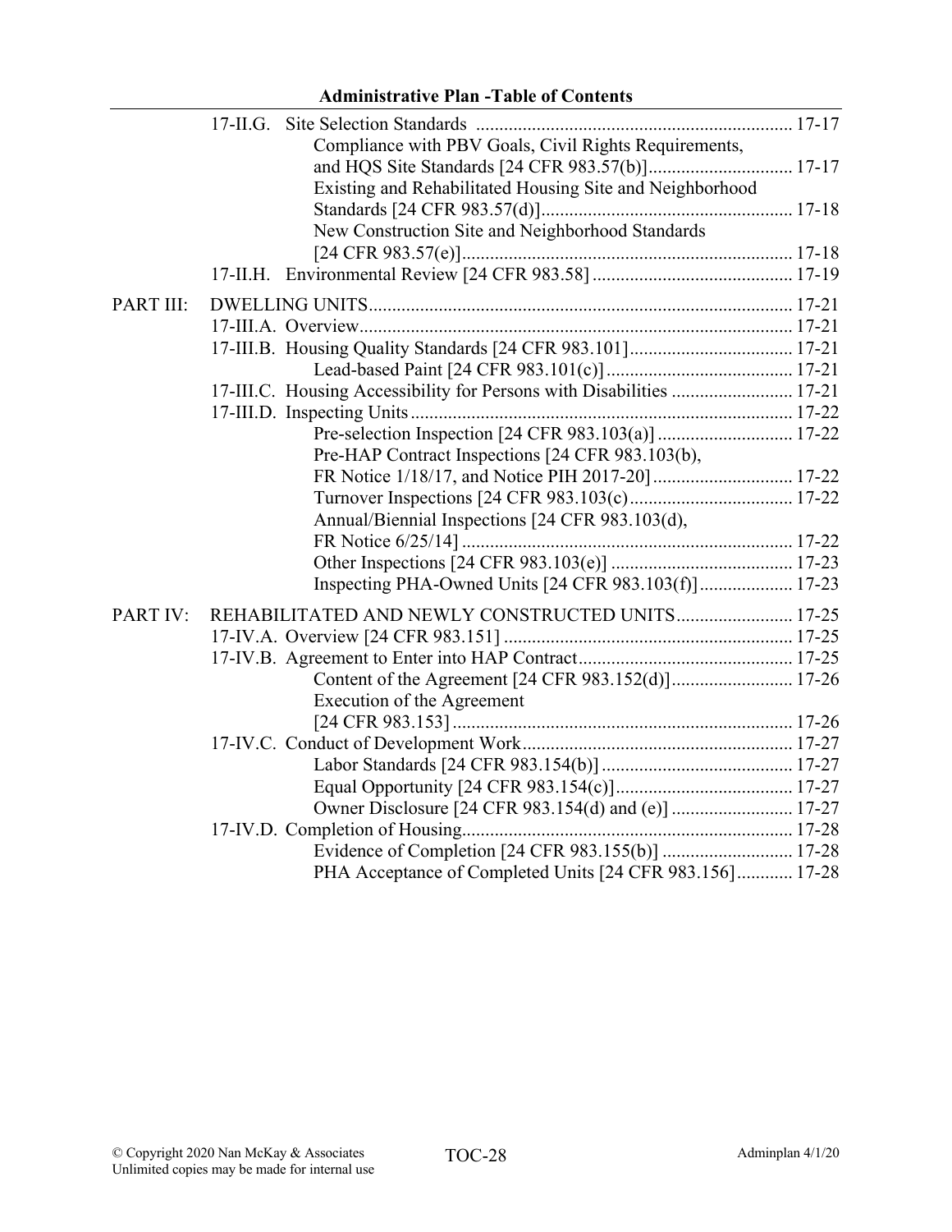17-II.G. Site Selection Standards ..... 17-17
- Compliance with PBV Goals, Civil Rights Requirements, and HQS Site Standards [24 CFR 983.57(b)] ..... 17-17
- Existing and Rehabilitated Housing Site and Neighborhood Standards [24 CFR 983.57(d)] ..... 17-18
- New Construction Site and Neighborhood Standards [24 CFR 983.57(e)] ..... 17-18

17-II.H. Environmental Review [24 CFR 983.58] ..... 17-19

PART III: DWELLING UNITS ..... 17-21

17-III.A. Overview ..... 17-21

17-III.B. Housing Quality Standards [24 CFR 983.101] ..... 17-21
- Lead-based Paint [24 CFR 983.101(c)] ..... 17-21

17-III.C. Housing Accessibility for Persons with Disabilities ..... 17-21

17-III.D. Inspecting Units ..... 17-22
- Pre-selection Inspection [24 CFR 983.103(a)] ..... 17-22
- Pre-HAP Contract Inspections [24 CFR 983.103(b), FR Notice 1/18/17, and Notice PIH 2017-20] ..... 17-22
- Turnover Inspections [24 CFR 983.103(c) ..... 17-22
- Annual/Biennial Inspections [24 CFR 983.103(d), FR Notice 6/25/14] ..... 17-22
- Other Inspections [24 CFR 983.103(e)] ..... 17-23
- Inspecting PHA-Owned Units [24 CFR 983.103(f)] ..... 17-23

PART IV: REHABILITATED AND NEWLY CONSTRUCTED UNITS ..... 17-25

17-IV.A. Overview [24 CFR 983.151] ..... 17-25

17-IV.B. Agreement to Enter into HAP Contract ..... 17-25
- Content of the Agreement [24 CFR 983.152(d)] ..... 17-26
- Execution of the Agreement [24 CFR 983.153] ..... 17-26

17-IV.C. Conduct of Development Work ..... 17-27
- Labor Standards [24 CFR 983.154(b)] ..... 17-27
- Equal Opportunity [24 CFR 983.154(c)] ..... 17-27
- Owner Disclosure [24 CFR 983.154(d) and (e)] ..... 17-27

17-IV.D. Completion of Housing ..... 17-28
- Evidence of Completion [24 CFR 983.155(b)] ..... 17-28
- PHA Acceptance of Completed Units [24 CFR 983.156] ..... 17-28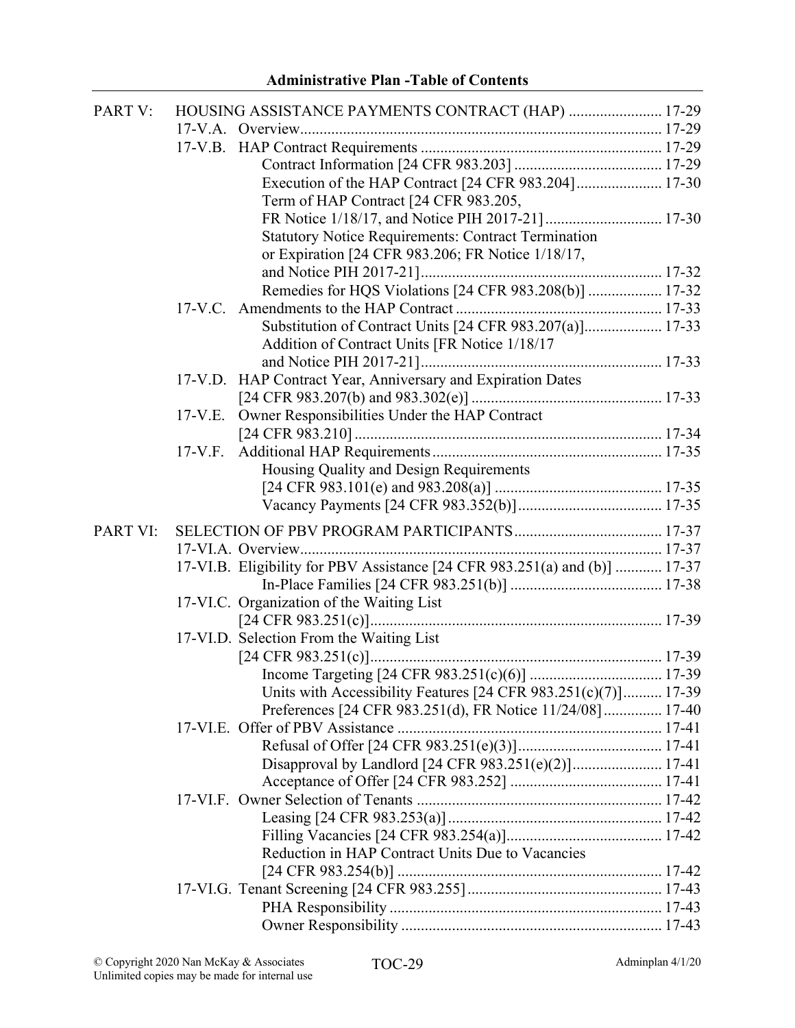**Administrative Plan -Table of Contents**

PART V: HOUSING ASSISTANCE PAYMENTS CONTRACT (HAP) ........................ 17-29

- 17-V.A. Overview............................................................................................ 17-29
- 17-V.B. HAP Contract Requirements .............................................................. 17-29
  - Contract Information [24 CFR 983.203] ...................................... 17-29
  - Execution of the HAP Contract [24 CFR 983.204]...................... 17-30
  - Term of HAP Contract [24 CFR 983.205, FR Notice 1/18/17, and Notice PIH 2017-21] ............................. 17-30
  - Statutory Notice Requirements: Contract Termination or Expiration [24 CFR 983.206; FR Notice 1/18/17, and Notice PIH 2017-21].............................................................. 17-32
  - Remedies for HQS Violations [24 CFR 983.208(b)] .................. 17-32
- 17-V.C. Amendments to the HAP Contract ..................................................... 17-33
  - Substitution of Contract Units [24 CFR 983.207(a)].................... 17-33
  - Addition of Contract Units [FR Notice 1/18/17 and Notice PIH 2017-21].............................................................. 17-33
- 17-V.D. HAP Contract Year, Anniversary and Expiration Dates [24 CFR 983.207(b) and 983.302(e)] ................................................. 17-33
- 17-V.E. Owner Responsibilities Under the HAP Contract [24 CFR 983.210] ............................................................................... 17-34
- 17-V.F. Additional HAP Requirements........................................................... 17-35
  - Housing Quality and Design Requirements [24 CFR 983.101(e) and 983.208(a)] ........................................... 17-35
  - Vacancy Payments [24 CFR 983.352(b)]..................................... 17-35

PART VI: SELECTION OF PBV PROGRAM PARTICIPANTS...................................... 17-37

- 17-VI.A. Overview............................................................................................ 17-37
- 17-VI.B. Eligibility for PBV Assistance [24 CFR 983.251(a) and (b)] ............ 17-37
  - In-Place Families [24 CFR 983.251(b)] ....................................... 17-38
- 17-VI.C. Organization of the Waiting List [24 CFR 983.251(c)]........................................................................... 17-39
- 17-VI.D. Selection From the Waiting List [24 CFR 983.251(c)]........................................................................... 17-39
  - Income Targeting [24 CFR 983.251(c)(6)] .................................. 17-39
  - Units with Accessibility Features [24 CFR 983.251(c)(7)].......... 17-39
  - Preferences [24 CFR 983.251(d), FR Notice 11/24/08]............... 17-40
- 17-VI.E. Offer of PBV Assistance .................................................................... 17-41
  - Refusal of Offer [24 CFR 983.251(e)(3)]..................................... 17-41
  - Disapproval by Landlord [24 CFR 983.251(e)(2)]....................... 17-41
  - Acceptance of Offer [24 CFR 983.252] ....................................... 17-41
- 17-VI.F. Owner Selection of Tenants ............................................................... 17-42
  - Leasing [24 CFR 983.253(a)]....................................................... 17-42
  - Filling Vacancies [24 CFR 983.254(a)]........................................ 17-42
  - Reduction in HAP Contract Units Due to Vacancies [24 CFR 983.254(b)] .................................................................... 17-42
- 17-VI.G. Tenant Screening [24 CFR 983.255].................................................. 17-43
  - PHA Responsibility ...................................................................... 17-43
  - Owner Responsibility ................................................................... 17-43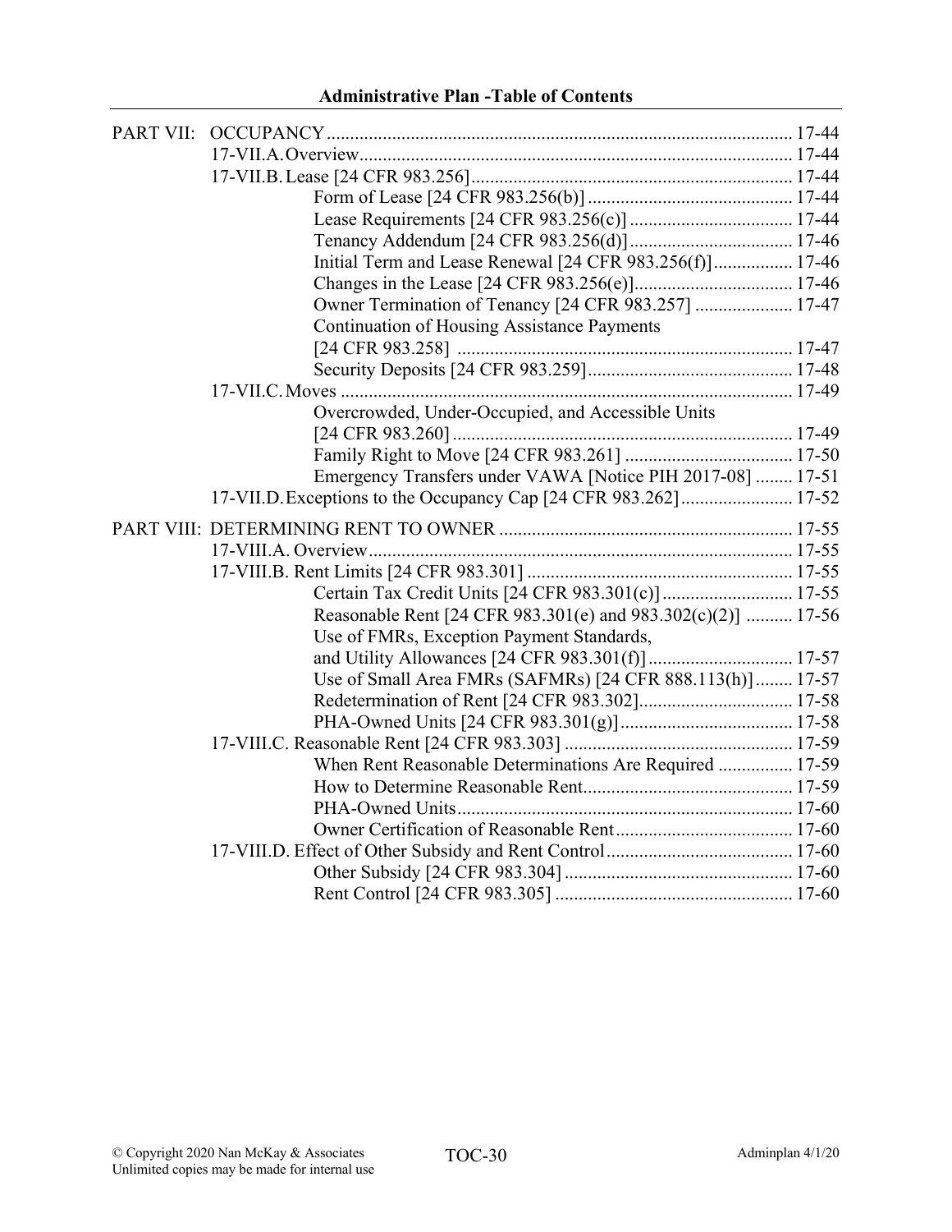**Administrative Plan -Table of Contents**

PART VII: OCCUPANCY .................................................................................................. 17-44

- 17-VII.A. Overview ........................................................................................... 17-44
- 17-VII.B. Lease [24 CFR 983.256] ................................................................... 17-44
  - Form of Lease [24 CFR 983.256(b)] ........................................... 17-44
  - Lease Requirements [24 CFR 983.256(c)] .................................. 17-44
  - Tenancy Addendum [24 CFR 983.256(d)] .................................. 17-46
  - Initial Term and Lease Renewal [24 CFR 983.256(f)] ................ 17-46
  - Changes in the Lease [24 CFR 983.256(e)] ................................. 17-46
  - Owner Termination of Tenancy [24 CFR 983.257] ..................... 17-47
  - Continuation of Housing Assistance Payments [24 CFR 983.258] ....................................................................... 17-47
  - Security Deposits [24 CFR 983.259] ........................................... 17-48
- 17-VII.C. Moves .............................................................................................. 17-49
  - Overcrowded, Under-Occupied, and Accessible Units [24 CFR 983.260] ........................................................................ 17-49
  - Family Right to Move [24 CFR 983.261] .................................... 17-50
  - Emergency Transfers under VAWA [Notice PIH 2017-08] ........ 17-51
- 17-VII.D. Exceptions to the Occupancy Cap [24 CFR 983.262] ....................... 17-52

PART VIII: DETERMINING RENT TO OWNER .............................................................. 17-55

- 17-VIII.A. Overview ......................................................................................... 17-55
- 17-VIII.B. Rent Limits [24 CFR 983.301] ........................................................ 17-55
  - Certain Tax Credit Units [24 CFR 983.301(c)] ............................ 17-55
  - Reasonable Rent [24 CFR 983.301(e) and 983.302(c)(2)] .......... 17-56
  - Use of FMRs, Exception Payment Standards, and Utility Allowances [24 CFR 983.301(f)] ............................... 17-57
  - Use of Small Area FMRs (SAFMRs) [24 CFR 888.113(h)] ........ 17-57
  - Redetermination of Rent [24 CFR 983.302] ................................ 17-58
  - PHA-Owned Units [24 CFR 983.301(g)] ..................................... 17-58
- 17-VIII.C. Reasonable Rent [24 CFR 983.303] ................................................ 17-59
  - When Rent Reasonable Determinations Are Required ................ 17-59
  - How to Determine Reasonable Rent ............................................ 17-59
  - PHA-Owned Units ....................................................................... 17-60
  - Owner Certification of Reasonable Rent ...................................... 17-60
- 17-VIII.D. Effect of Other Subsidy and Rent Control ........................................ 17-60
  - Other Subsidy [24 CFR 983.304] ................................................. 17-60
  - Rent Control [24 CFR 983.305] ................................................... 17-60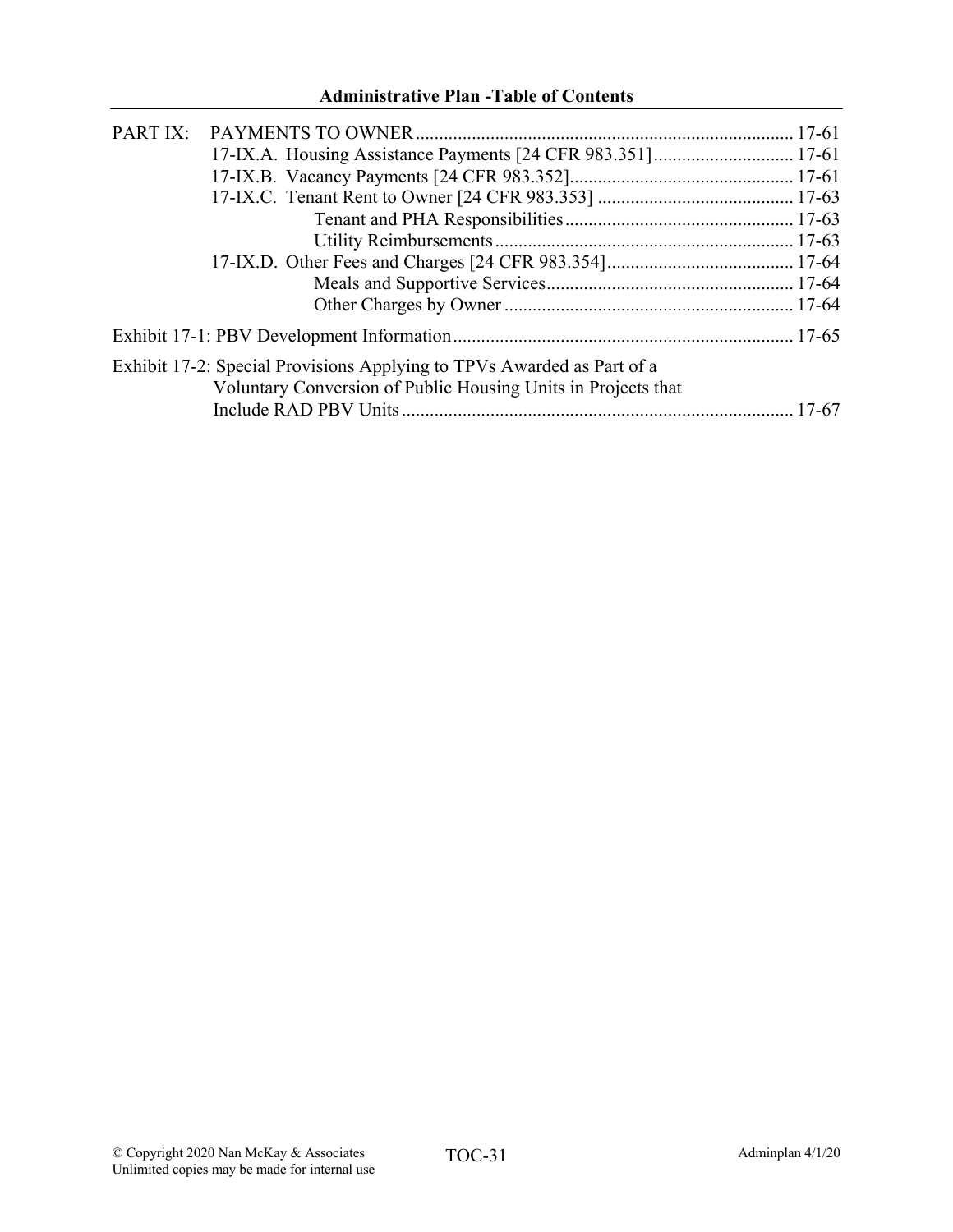PART IX: PAYMENTS TO OWNER ............................................................................. 17-61

17-IX.A. Housing Assistance Payments [24 CFR 983.351] .............................. 17-61

17-IX.B. Vacancy Payments [24 CFR 983.352] ................................................ 17-61

17-IX.C. Tenant Rent to Owner [24 CFR 983.353] ........................................... 17-63

Tenant and PHA Responsibilities ................................................. 17-63

Utility Reimbursements ................................................................ 17-63

17-IX.D. Other Fees and Charges [24 CFR 983.354] ........................................ 17-64

Meals and Supportive Services ..................................................... 17-64

Other Charges by Owner .............................................................. 17-64

Exhibit 17-1: PBV Development Information ......................................................................... 17-65

Exhibit 17-2: Special Provisions Applying to TPVs Awarded as Part of a Voluntary Conversion of Public Housing Units in Projects that Include RAD PBV Units .................................................................................... 17-67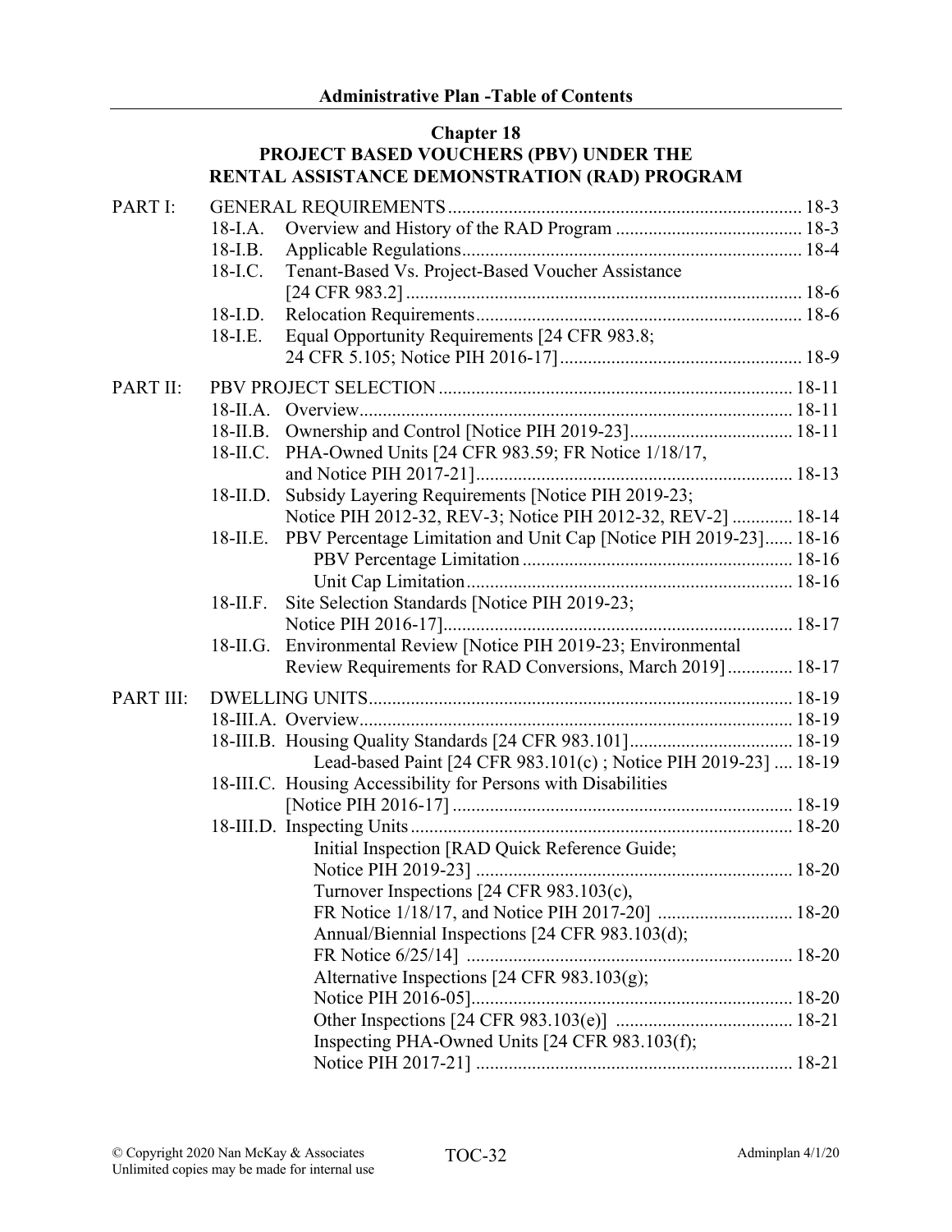# Chapter 18
## PROJECT BASED VOUCHERS (PBV) UNDER THE RENTAL ASSISTANCE DEMONSTRATION (RAD) PROGRAM

PART I: GENERAL REQUIREMENTS ............................................................................ 18-3

- 18-I.A. Overview and History of the RAD Program ........................................ 18-3
- 18-I.B. Applicable Regulations ........................................................................ 18-4
- 18-I.C. Tenant-Based Vs. Project-Based Voucher Assistance [24 CFR 983.2] ..................................................................................... 18-6
- 18-I.D. Relocation Requirements ..................................................................... 18-6
- 18-I.E. Equal Opportunity Requirements [24 CFR 983.8; 24 CFR 5.105; Notice PIH 2016-17] .................................................... 18-9

PART II: PBV PROJECT SELECTION ............................................................................ 18-11

- 18-II.A. Overview ............................................................................................. 18-11
- 18-II.B. Ownership and Control [Notice PIH 2019-23] ................................... 18-11
- 18-II.C. PHA-Owned Units [24 CFR 983.59; FR Notice 1/18/17, and Notice PIH 2017-21] .................................................................... 18-13
- 18-II.D. Subsidy Layering Requirements [Notice PIH 2019-23; Notice PIH 2012-32, REV-3; Notice PIH 2012-32, REV-2] ............. 18-14
- 18-II.E. PBV Percentage Limitation and Unit Cap [Notice PIH 2019-23] ...... 18-16
  - PBV Percentage Limitation .......................................................... 18-16
  - Unit Cap Limitation ...................................................................... 18-16
- 18-II.F. Site Selection Standards [Notice PIH 2019-23; Notice PIH 2016-17] ........................................................................... 18-17
- 18-II.G. Environmental Review [Notice PIH 2019-23; Environmental Review Requirements for RAD Conversions, March 2019] .............. 18-17

PART III: DWELLING UNITS .......................................................................................... 18-19

- 18-III.A. Overview ............................................................................................. 18-19
- 18-III.B. Housing Quality Standards [24 CFR 983.101] ................................... 18-19
  - Lead-based Paint [24 CFR 983.101(c) ; Notice PIH 2019-23] .... 18-19
- 18-III.C. Housing Accessibility for Persons with Disabilities [Notice PIH 2016-17] ......................................................................... 18-19
- 18-III.D. Inspecting Units .................................................................................. 18-20
  - Initial Inspection [RAD Quick Reference Guide; Notice PIH 2019-23] .................................................................... 18-20
  - Turnover Inspections [24 CFR 983.103(c), FR Notice 1/18/17, and Notice PIH 2017-20] ............................. 18-20
  - Annual/Biennial Inspections [24 CFR 983.103(d); FR Notice 6/25/14] ...................................................................... 18-20
  - Alternative Inspections [24 CFR 983.103(g); Notice PIH 2016-05] .................................................................... 18-20
  - Other Inspections [24 CFR 983.103(e)] ...................................... 18-21
  - Inspecting PHA-Owned Units [24 CFR 983.103(f); Notice PIH 2017-21] .................................................................... 18-21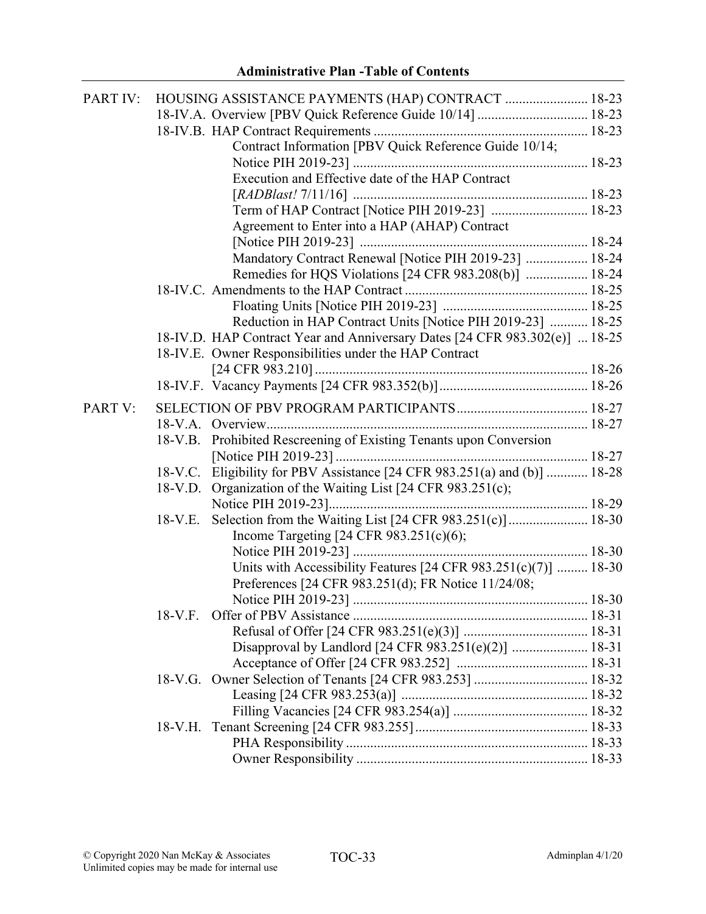**Administrative Plan -Table of Contents**

PART IV: HOUSING ASSISTANCE PAYMENTS (HAP) CONTRACT ........................ 18-23

- 18-IV.A. Overview [PBV Quick Reference Guide 10/14] ................................ 18-23
- 18-IV.B. HAP Contract Requirements .............................................................. 18-23
  - Contract Information [PBV Quick Reference Guide 10/14; Notice PIH 2019-23] .................................................................... 18-23
  - Execution and Effective date of the HAP Contract [*RADBlast!* 7/11/16] .................................................................... 18-23
  - Term of HAP Contract [Notice PIH 2019-23] ............................ 18-23
  - Agreement to Enter into a HAP (AHAP) Contract [Notice PIH 2019-23] .................................................................. 18-24
  - Mandatory Contract Renewal [Notice PIH 2019-23] .................. 18-24
  - Remedies for HQS Violations [24 CFR 983.208(b)] .................. 18-24
- 18-IV.C. Amendments to the HAP Contract ..................................................... 18-25
  - Floating Units [Notice PIH 2019-23] .......................................... 18-25
  - Reduction in HAP Contract Units [Notice PIH 2019-23] ........... 18-25
- 18-IV.D. HAP Contract Year and Anniversary Dates [24 CFR 983.302(e)] ... 18-25
- 18-IV.E. Owner Responsibilities under the HAP Contract [24 CFR 983.210] ............................................................................... 18-26
- 18-IV.F. Vacancy Payments [24 CFR 983.352(b)] ........................................... 18-26

PART V: SELECTION OF PBV PROGRAM PARTICIPANTS ...................................... 18-27

- 18-V.A. Overview ............................................................................................. 18-27
- 18-V.B. Prohibited Rescreening of Existing Tenants upon Conversion [Notice PIH 2019-23] ......................................................................... 18-27
- 18-V.C. Eligibility for PBV Assistance [24 CFR 983.251(a) and (b)] ............ 18-28
- 18-V.D. Organization of the Waiting List [24 CFR 983.251(c); Notice PIH 2019-23] ........................................................................... 18-29
- 18-V.E. Selection from the Waiting List [24 CFR 983.251(c)] ....................... 18-30
  - Income Targeting [24 CFR 983.251(c)(6); Notice PIH 2019-23] .................................................................... 18-30
  - Units with Accessibility Features [24 CFR 983.251(c)(7)] ......... 18-30
  - Preferences [24 CFR 983.251(d); FR Notice 11/24/08; Notice PIH 2019-23] .................................................................... 18-30
- 18-V.F. Offer of PBV Assistance .................................................................... 18-31
  - Refusal of Offer [24 CFR 983.251(e)(3)] .................................... 18-31
  - Disapproval by Landlord [24 CFR 983.251(e)(2)] ...................... 18-31
  - Acceptance of Offer [24 CFR 983.252] ...................................... 18-31
- 18-V.G. Owner Selection of Tenants [24 CFR 983.253] ................................. 18-32
  - Leasing [24 CFR 983.253(a)] ...................................................... 18-32
  - Filling Vacancies [24 CFR 983.254(a)] ....................................... 18-32
- 18-V.H. Tenant Screening [24 CFR 983.255] .................................................. 18-33
  - PHA Responsibility ...................................................................... 18-33
  - Owner Responsibility ................................................................... 18-33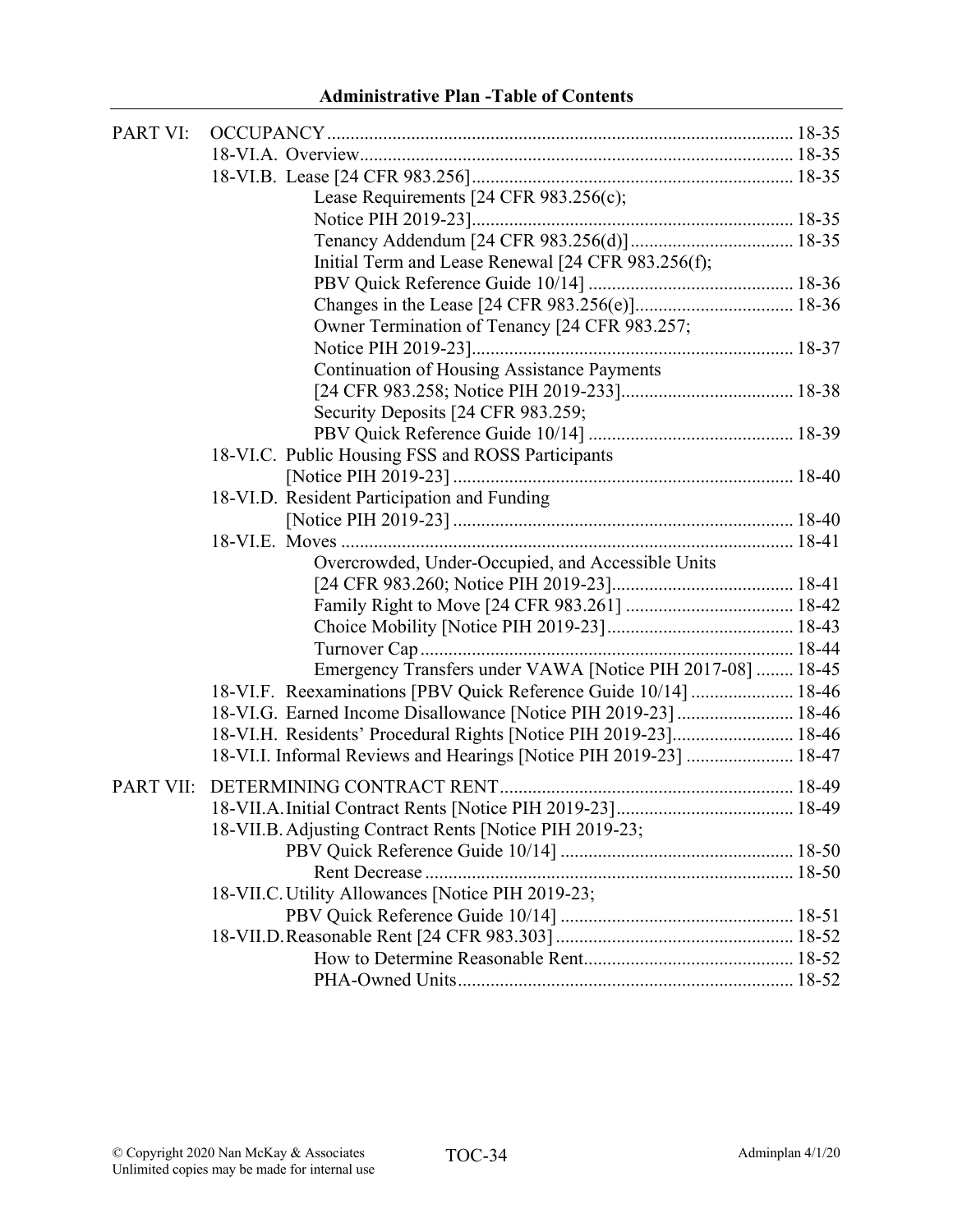**Administrative Plan -Table of Contents**

PART VI: OCCUPANCY .................................................................................................... 18-35

18-VI.A. Overview ............................................................................................ 18-35

18-VI.B. Lease [24 CFR 983.256] ..................................................................... 18-35

Lease Requirements [24 CFR 983.256(c); Notice PIH 2019-23] ..................................................................... 18-35

Tenancy Addendum [24 CFR 983.256(d)] ................................... 18-35

Initial Term and Lease Renewal [24 CFR 983.256(f); PBV Quick Reference Guide 10/14] ............................................ 18-36

Changes in the Lease [24 CFR 983.256(e)] .................................. 18-36

Owner Termination of Tenancy [24 CFR 983.257; Notice PIH 2019-23] ..................................................................... 18-37

Continuation of Housing Assistance Payments [24 CFR 983.258; Notice PIH 2019-233] ..................................... 18-38

Security Deposits [24 CFR 983.259; PBV Quick Reference Guide 10/14] ............................................ 18-39

18-VI.C. Public Housing FSS and ROSS Participants [Notice PIH 2019-23] ......................................................................... 18-40

18-VI.D. Resident Participation and Funding [Notice PIH 2019-23] ......................................................................... 18-40

18-VI.E. Moves ................................................................................................. 18-41

Overcrowded, Under-Occupied, and Accessible Units [24 CFR 983.260; Notice PIH 2019-23] ....................................... 18-41

Family Right to Move [24 CFR 983.261] .................................... 18-42

Choice Mobility [Notice PIH 2019-23] ........................................ 18-43

Turnover Cap ................................................................................ 18-44

Emergency Transfers under VAWA [Notice PIH 2017-08] ........ 18-45

18-VI.F. Reexaminations [PBV Quick Reference Guide 10/14] ...................... 18-46

18-VI.G. Earned Income Disallowance [Notice PIH 2019-23] ......................... 18-46

18-VI.H. Residents' Procedural Rights [Notice PIH 2019-23] .......................... 18-46

18-VI.I. Informal Reviews and Hearings [Notice PIH 2019-23] ....................... 18-47

PART VII: DETERMINING CONTRACT RENT ............................................................... 18-49

18-VII.A. Initial Contract Rents [Notice PIH 2019-23] ...................................... 18-49

18-VII.B. Adjusting Contract Rents [Notice PIH 2019-23; PBV Quick Reference Guide 10/14] .................................................. 18-50

Rent Decrease ............................................................................... 18-50

18-VII.C. Utility Allowances [Notice PIH 2019-23; PBV Quick Reference Guide 10/14] .................................................. 18-51

18-VII.D. Reasonable Rent [24 CFR 983.303] ................................................... 18-52

How to Determine Reasonable Rent ............................................. 18-52

PHA-Owned Units ........................................................................ 18-52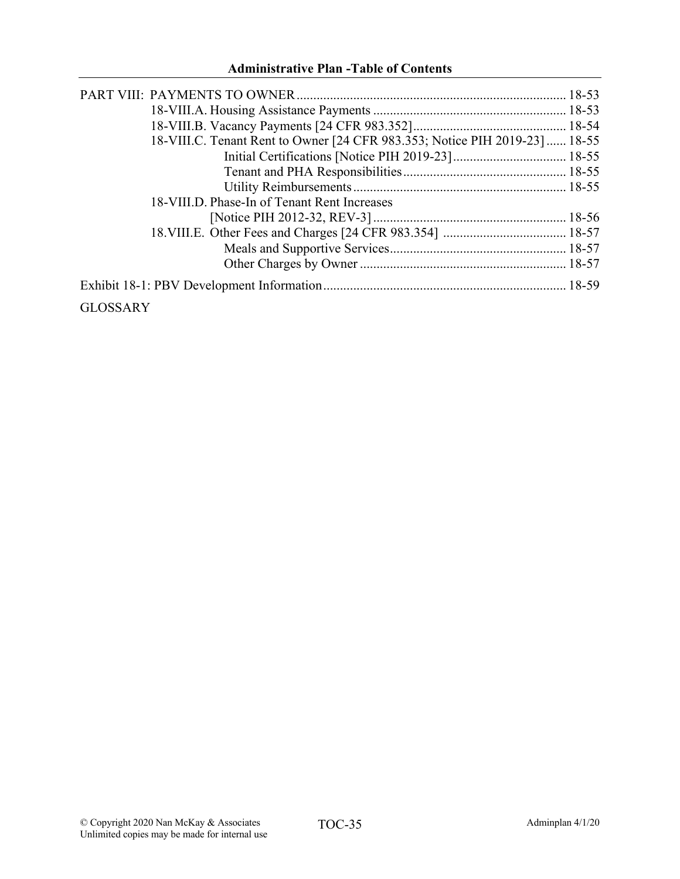PART VIII: PAYMENTS TO OWNER ................................................................................ 18-53

18-VIII.A. Housing Assistance Payments .......................................................... 18-53

18-VIII.B. Vacancy Payments [24 CFR 983.352].............................................. 18-54

18-VIII.C. Tenant Rent to Owner [24 CFR 983.353; Notice PIH 2019-23]...... 18-55

Initial Certifications [Notice PIH 2019-23].................................. 18-55

Tenant and PHA Responsibilities................................................. 18-55

Utility Reimbursements................................................................ 18-55

18-VIII.D. Phase-In of Tenant Rent Increases [Notice PIH 2012-32, REV-3].......................................................... 18-56

18.VIII.E. Other Fees and Charges [24 CFR 983.354] ..................................... 18-57

Meals and Supportive Services..................................................... 18-57

Other Charges by Owner .............................................................. 18-57

Exhibit 18-1: PBV Development Information........................................................................ 18-59

GLOSSARY